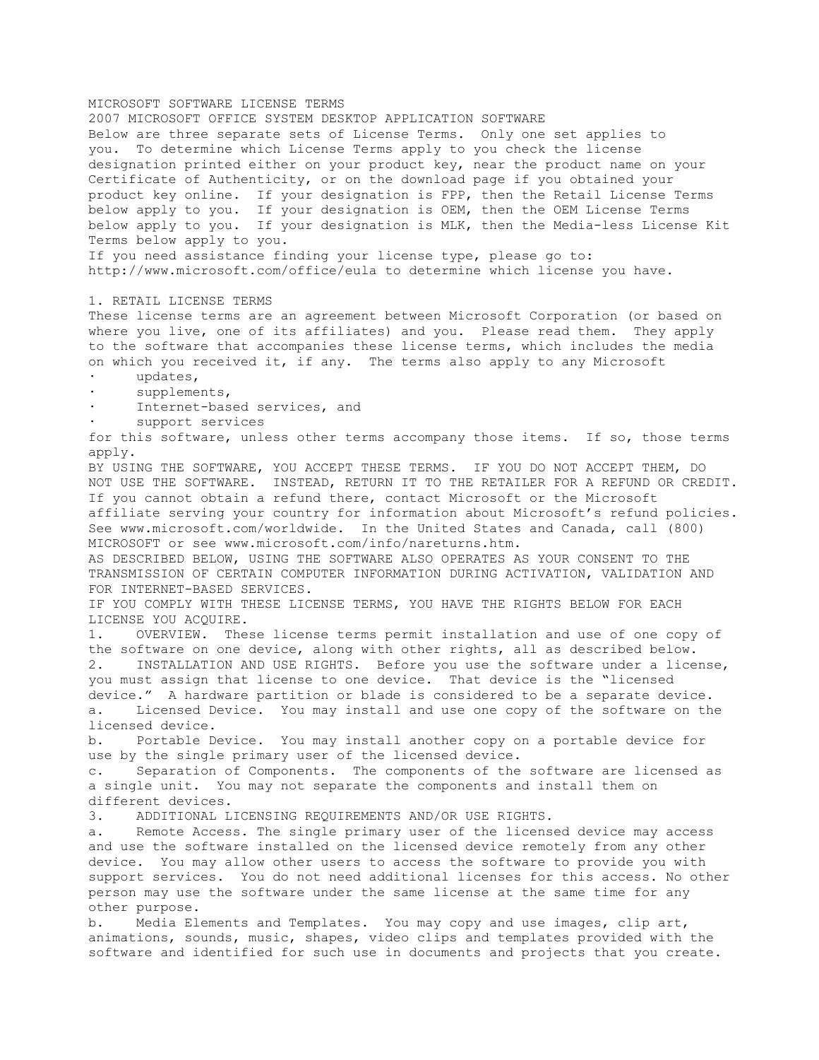# MICROSOFT SOFTWARE LICENSE TERMS

## 2007 MICROSOFT OFFICE SYSTEM DESKTOP APPLICATION SOFTWARE

Below are three separate sets of License Terms. Only one set applies to you. To determine which License Terms apply to you check the license designation printed either on your product key, near the product name on your Certificate of Authenticity, or on the download page if you obtained your product key online. If your designation is FPP, then the Retail License Terms below apply to you. If your designation is OEM, then the OEM License Terms below apply to you. If your designation is MLK, then the Media-less License Kit Terms below apply to you.

If you need assistance finding your license type, please go to: http://www.microsoft.com/office/eula to determine which license you have.

## 1. RETAIL LICENSE TERMS

These license terms are an agreement between Microsoft Corporation (or based on where you live, one of its affiliates) and you. Please read them. They apply to the software that accompanies these license terms, which includes the media on which you received it, if any. The terms also apply to any Microsoft

- updates,
- supplements,
- Internet-based services, and
- support services

for this software, unless other terms accompany those items. If so, those terms apply.

BY USING THE SOFTWARE, YOU ACCEPT THESE TERMS. IF YOU DO NOT ACCEPT THEM, DO NOT USE THE SOFTWARE. INSTEAD, RETURN IT TO THE RETAILER FOR A REFUND OR CREDIT. If you cannot obtain a refund there, contact Microsoft or the Microsoft affiliate serving your country for information about Microsoft's refund policies. See www.microsoft.com/worldwide. In the United States and Canada, call (800) MICROSOFT or see www.microsoft.com/info/nareturns.htm.

AS DESCRIBED BELOW, USING THE SOFTWARE ALSO OPERATES AS YOUR CONSENT TO THE TRANSMISSION OF CERTAIN COMPUTER INFORMATION DURING ACTIVATION, VALIDATION AND FOR INTERNET-BASED SERVICES.

IF YOU COMPLY WITH THESE LICENSE TERMS, YOU HAVE THE RIGHTS BELOW FOR EACH LICENSE YOU ACQUIRE.

1. OVERVIEW. These license terms permit installation and use of one copy of the software on one device, along with other rights, all as described below.

2. INSTALLATION AND USE RIGHTS. Before you use the software under a license, you must assign that license to one device. That device is the "licensed device." A hardware partition or blade is considered to be a separate device.

   a. Licensed Device. You may install and use one copy of the software on the licensed device.

   b. Portable Device. You may install another copy on a portable device for use by the single primary user of the licensed device.

   c. Separation of Components. The components of the software are licensed as a single unit. You may not separate the components and install them on different devices.

3. ADDITIONAL LICENSING REQUIREMENTS AND/OR USE RIGHTS.

   a. Remote Access. The single primary user of the licensed device may access and use the software installed on the licensed device remotely from any other device. You may allow other users to access the software to provide you with support services. You do not need additional licenses for this access. No other person may use the software under the same license at the same time for any other purpose.

   b. Media Elements and Templates. You may copy and use images, clip art, animations, sounds, music, shapes, video clips and templates provided with the software and identified for such use in documents and projects that you create.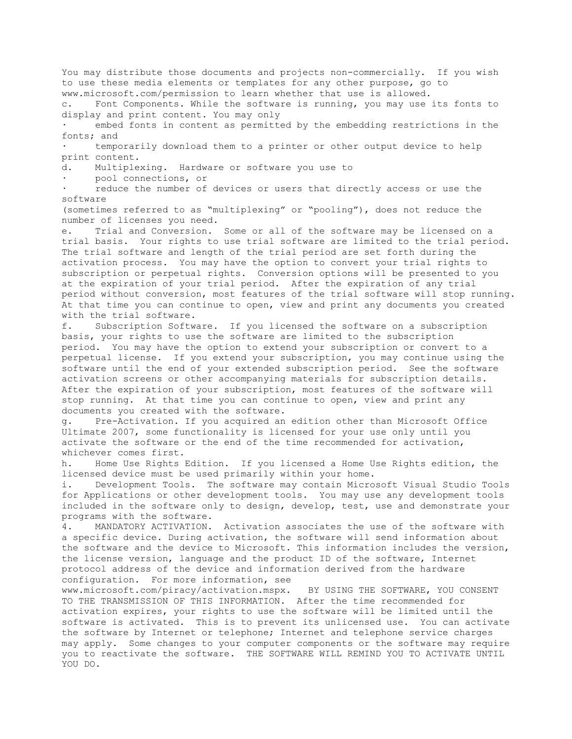You may distribute those documents and projects non-commercially. If you wish to use these media elements or templates for any other purpose, go to www.microsoft.com/permission to learn whether that use is allowed.

c. Font Components. While the software is running, you may use its fonts to display and print content. You may only

- embed fonts in content as permitted by the embedding restrictions in the fonts; and
- temporarily download them to a printer or other output device to help print content.

d. Multiplexing. Hardware or software you use to

- pool connections, or
- reduce the number of devices or users that directly access or use the software

(sometimes referred to as "multiplexing" or "pooling"), does not reduce the number of licenses you need.

e. Trial and Conversion. Some or all of the software may be licensed on a trial basis. Your rights to use trial software are limited to the trial period. The trial software and length of the trial period are set forth during the activation process. You may have the option to convert your trial rights to subscription or perpetual rights. Conversion options will be presented to you at the expiration of your trial period. After the expiration of any trial period without conversion, most features of the trial software will stop running. At that time you can continue to open, view and print any documents you created with the trial software.

f. Subscription Software. If you licensed the software on a subscription basis, your rights to use the software are limited to the subscription period. You may have the option to extend your subscription or convert to a perpetual license. If you extend your subscription, you may continue using the software until the end of your extended subscription period. See the software activation screens or other accompanying materials for subscription details. After the expiration of your subscription, most features of the software will stop running. At that time you can continue to open, view and print any documents you created with the software.

g. Pre-Activation. If you acquired an edition other than Microsoft Office Ultimate 2007, some functionality is licensed for your use only until you activate the software or the end of the time recommended for activation, whichever comes first.

h. Home Use Rights Edition. If you licensed a Home Use Rights edition, the licensed device must be used primarily within your home.

i. Development Tools. The software may contain Microsoft Visual Studio Tools for Applications or other development tools. You may use any development tools included in the software only to design, develop, test, use and demonstrate your programs with the software.

4. MANDATORY ACTIVATION. Activation associates the use of the software with a specific device. During activation, the software will send information about the software and the device to Microsoft. This information includes the version, the license version, language and the product ID of the software, Internet protocol address of the device and information derived from the hardware configuration. For more information, see www.microsoft.com/piracy/activation.mspx. BY USING THE SOFTWARE, YOU CONSENT TO THE TRANSMISSION OF THIS INFORMATION. After the time recommended for activation expires, your rights to use the software will be limited until the software is activated. This is to prevent its unlicensed use. You can activate the software by Internet or telephone; Internet and telephone service charges may apply. Some changes to your computer components or the software may require you to reactivate the software. THE SOFTWARE WILL REMIND YOU TO ACTIVATE UNTIL YOU DO.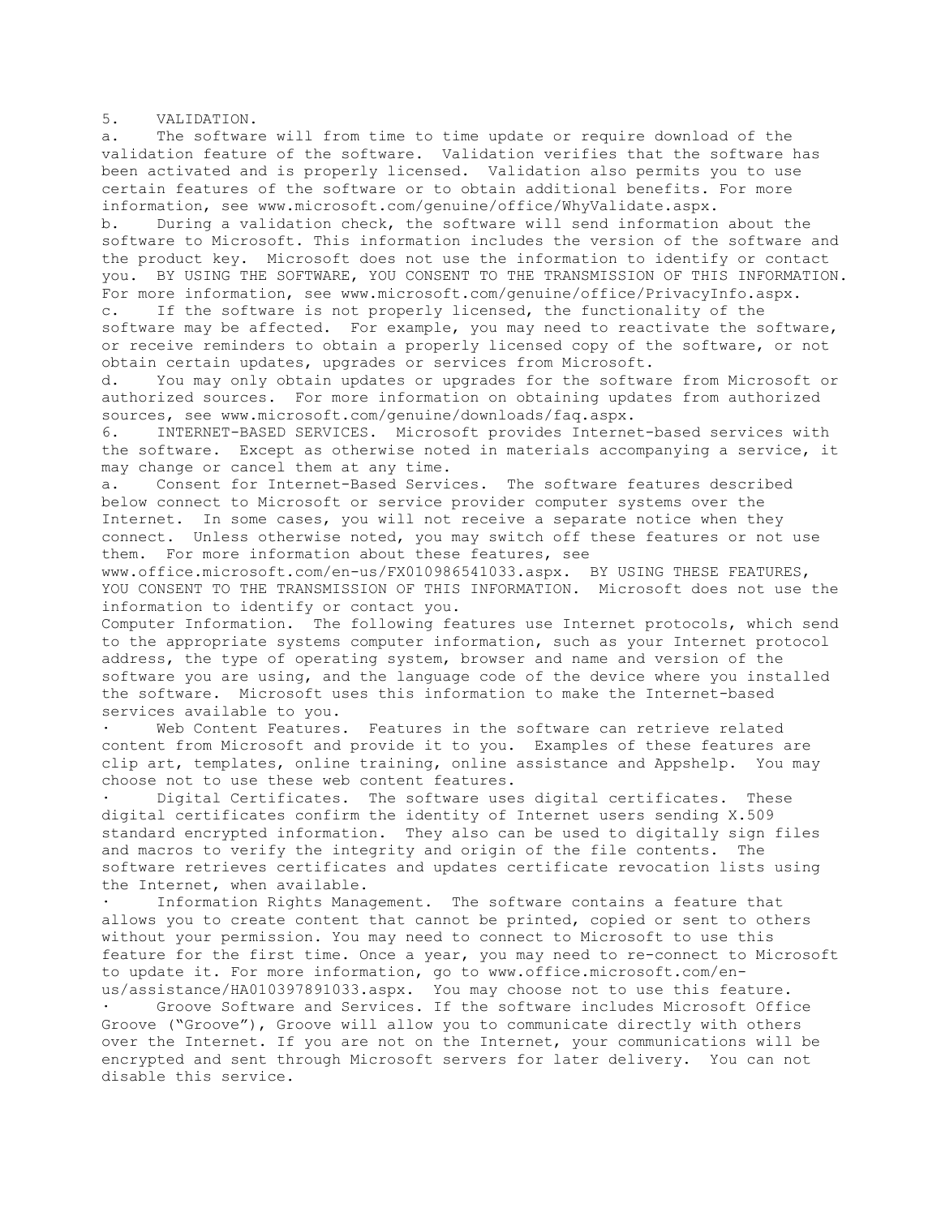5. VALIDATION.

a. The software will from time to time update or require download of the validation feature of the software. Validation verifies that the software has been activated and is properly licensed. Validation also permits you to use certain features of the software or to obtain additional benefits. For more information, see www.microsoft.com/genuine/office/WhyValidate.aspx.

b. During a validation check, the software will send information about the software to Microsoft. This information includes the version of the software and the product key. Microsoft does not use the information to identify or contact you. BY USING THE SOFTWARE, YOU CONSENT TO THE TRANSMISSION OF THIS INFORMATION. For more information, see www.microsoft.com/genuine/office/PrivacyInfo.aspx.

c. If the software is not properly licensed, the functionality of the software may be affected. For example, you may need to reactivate the software, or receive reminders to obtain a properly licensed copy of the software, or not obtain certain updates, upgrades or services from Microsoft.

d. You may only obtain updates or upgrades for the software from Microsoft or authorized sources. For more information on obtaining updates from authorized sources, see www.microsoft.com/genuine/downloads/faq.aspx.

6. INTERNET-BASED SERVICES. Microsoft provides Internet-based services with the software. Except as otherwise noted in materials accompanying a service, it may change or cancel them at any time.

a. Consent for Internet-Based Services. The software features described below connect to Microsoft or service provider computer systems over the Internet. In some cases, you will not receive a separate notice when they connect. Unless otherwise noted, you may switch off these features or not use them. For more information about these features, see www.office.microsoft.com/en-us/FX010986541033.aspx. BY USING THESE FEATURES, YOU CONSENT TO THE TRANSMISSION OF THIS INFORMATION. Microsoft does not use the information to identify or contact you.

Computer Information. The following features use Internet protocols, which send to the appropriate systems computer information, such as your Internet protocol address, the type of operating system, browser and name and version of the software you are using, and the language code of the device where you installed the software. Microsoft uses this information to make the Internet-based services available to you.

- Web Content Features. Features in the software can retrieve related content from Microsoft and provide it to you. Examples of these features are clip art, templates, online training, online assistance and Appshelp. You may choose not to use these web content features.
- Digital Certificates. The software uses digital certificates. These digital certificates confirm the identity of Internet users sending X.509 standard encrypted information. They also can be used to digitally sign files and macros to verify the integrity and origin of the file contents. The software retrieves certificates and updates certificate revocation lists using the Internet, when available.
- Information Rights Management. The software contains a feature that allows you to create content that cannot be printed, copied or sent to others without your permission. You may need to connect to Microsoft to use this feature for the first time. Once a year, you may need to re-connect to Microsoft to update it. For more information, go to www.office.microsoft.com/en-us/assistance/HA010397891033.aspx. You may choose not to use this feature.
- Groove Software and Services. If the software includes Microsoft Office Groove ("Groove"), Groove will allow you to communicate directly with others over the Internet. If you are not on the Internet, your communications will be encrypted and sent through Microsoft servers for later delivery. You can not disable this service.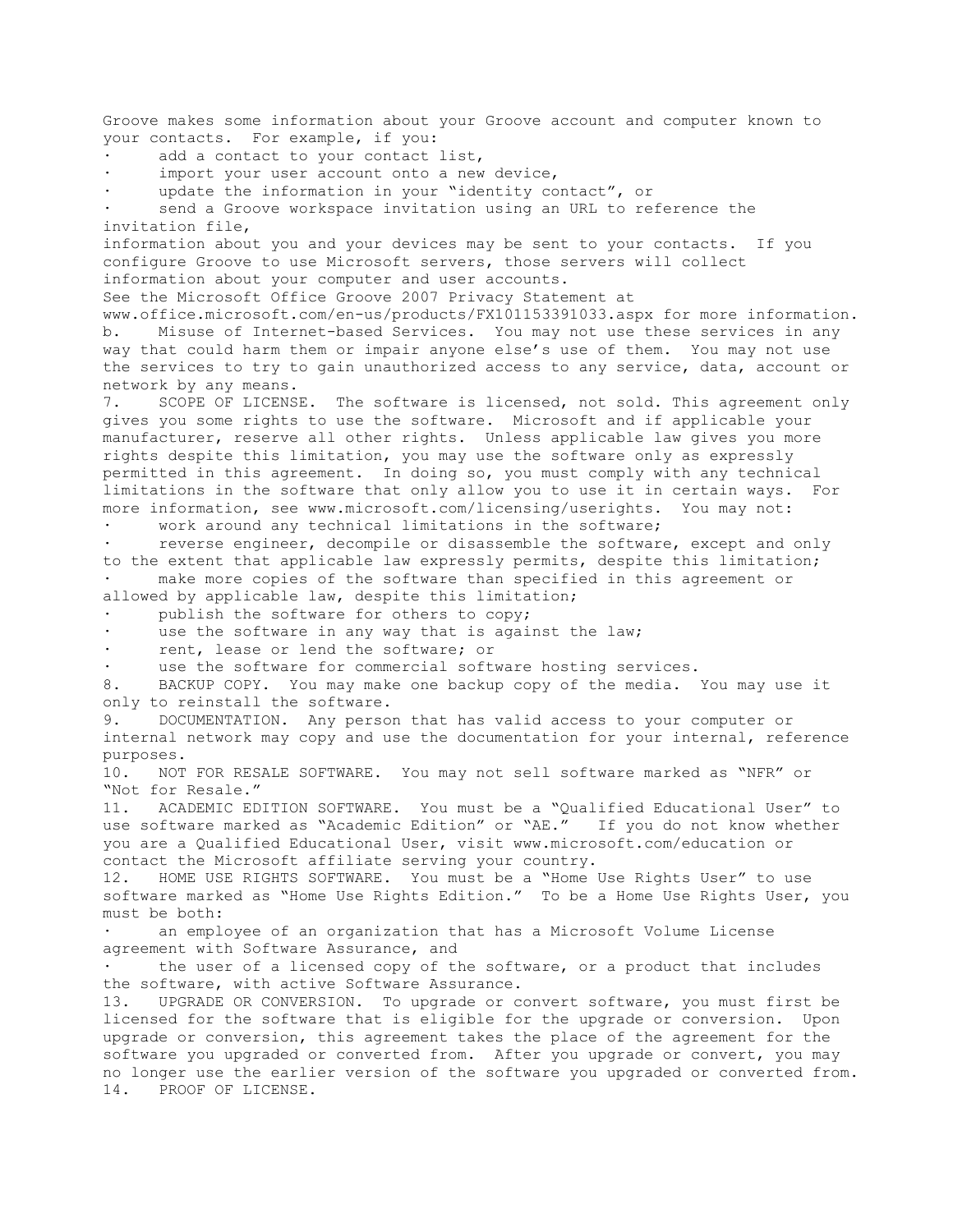Groove makes some information about your Groove account and computer known to your contacts. For example, if you:

- add a contact to your contact list,
- import your user account onto a new device,
- update the information in your "identity contact", or
- send a Groove workspace invitation using an URL to reference the invitation file,

information about you and your devices may be sent to your contacts. If you configure Groove to use Microsoft servers, those servers will collect information about your computer and user accounts.
See the Microsoft Office Groove 2007 Privacy Statement at www.office.microsoft.com/en-us/products/FX101153391033.aspx for more information.

b. Misuse of Internet-based Services. You may not use these services in any way that could harm them or impair anyone else's use of them. You may not use the services to try to gain unauthorized access to any service, data, account or network by any means.

7. SCOPE OF LICENSE. The software is licensed, not sold. This agreement only gives you some rights to use the software. Microsoft and if applicable your manufacturer, reserve all other rights. Unless applicable law gives you more rights despite this limitation, you may use the software only as expressly permitted in this agreement. In doing so, you must comply with any technical limitations in the software that only allow you to use it in certain ways. For more information, see www.microsoft.com/licensing/userights. You may not:

- work around any technical limitations in the software;
- reverse engineer, decompile or disassemble the software, except and only to the extent that applicable law expressly permits, despite this limitation;
- make more copies of the software than specified in this agreement or allowed by applicable law, despite this limitation;
- publish the software for others to copy;
- use the software in any way that is against the law;
- rent, lease or lend the software; or
- use the software for commercial software hosting services.

8. BACKUP COPY. You may make one backup copy of the media. You may use it only to reinstall the software.

9. DOCUMENTATION. Any person that has valid access to your computer or internal network may copy and use the documentation for your internal, reference purposes.

10. NOT FOR RESALE SOFTWARE. You may not sell software marked as "NFR" or "Not for Resale."

11. ACADEMIC EDITION SOFTWARE. You must be a "Qualified Educational User" to use software marked as "Academic Edition" or "AE." If you do not know whether you are a Qualified Educational User, visit www.microsoft.com/education or contact the Microsoft affiliate serving your country.

12. HOME USE RIGHTS SOFTWARE. You must be a "Home Use Rights User" to use software marked as "Home Use Rights Edition." To be a Home Use Rights User, you must be both:

- an employee of an organization that has a Microsoft Volume License agreement with Software Assurance, and
- the user of a licensed copy of the software, or a product that includes the software, with active Software Assurance.

13. UPGRADE OR CONVERSION. To upgrade or convert software, you must first be licensed for the software that is eligible for the upgrade or conversion. Upon upgrade or conversion, this agreement takes the place of the agreement for the software you upgraded or converted from. After you upgrade or convert, you may no longer use the earlier version of the software you upgraded or converted from.

14. PROOF OF LICENSE.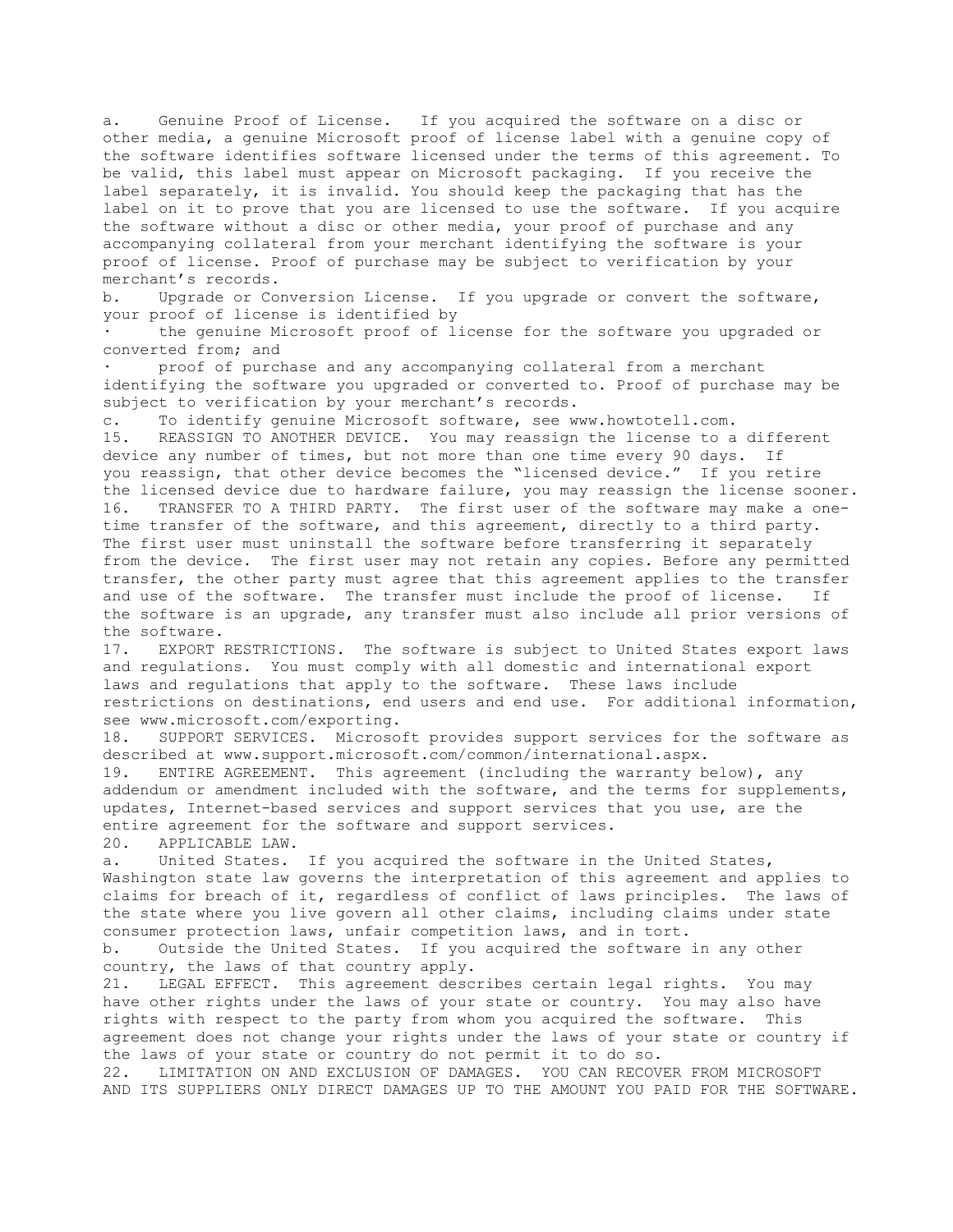a. Genuine Proof of License. If you acquired the software on a disc or other media, a genuine Microsoft proof of license label with a genuine copy of the software identifies software licensed under the terms of this agreement. To be valid, this label must appear on Microsoft packaging. If you receive the label separately, it is invalid. You should keep the packaging that has the label on it to prove that you are licensed to use the software. If you acquire the software without a disc or other media, your proof of purchase and any accompanying collateral from your merchant identifying the software is your proof of license. Proof of purchase may be subject to verification by your merchant's records.

b. Upgrade or Conversion License. If you upgrade or convert the software, your proof of license is identified by

- the genuine Microsoft proof of license for the software you upgraded or converted from; and
- proof of purchase and any accompanying collateral from a merchant identifying the software you upgraded or converted to. Proof of purchase may be subject to verification by your merchant's records.

c. To identify genuine Microsoft software, see www.howtotell.com.

15. REASSIGN TO ANOTHER DEVICE. You may reassign the license to a different device any number of times, but not more than one time every 90 days. If you reassign, that other device becomes the "licensed device." If you retire the licensed device due to hardware failure, you may reassign the license sooner.

16. TRANSFER TO A THIRD PARTY. The first user of the software may make a one-time transfer of the software, and this agreement, directly to a third party. The first user must uninstall the software before transferring it separately from the device. The first user may not retain any copies. Before any permitted transfer, the other party must agree that this agreement applies to the transfer and use of the software. The transfer must include the proof of license. If the software is an upgrade, any transfer must also include all prior versions of the software.

17. EXPORT RESTRICTIONS. The software is subject to United States export laws and regulations. You must comply with all domestic and international export laws and regulations that apply to the software. These laws include restrictions on destinations, end users and end use. For additional information, see www.microsoft.com/exporting.

18. SUPPORT SERVICES. Microsoft provides support services for the software as described at www.support.microsoft.com/common/international.aspx.

19. ENTIRE AGREEMENT. This agreement (including the warranty below), any addendum or amendment included with the software, and the terms for supplements, updates, Internet-based services and support services that you use, are the entire agreement for the software and support services.

20. APPLICABLE LAW.

a. United States. If you acquired the software in the United States, Washington state law governs the interpretation of this agreement and applies to claims for breach of it, regardless of conflict of laws principles. The laws of the state where you live govern all other claims, including claims under state consumer protection laws, unfair competition laws, and in tort.

b. Outside the United States. If you acquired the software in any other country, the laws of that country apply.

21. LEGAL EFFECT. This agreement describes certain legal rights. You may have other rights under the laws of your state or country. You may also have rights with respect to the party from whom you acquired the software. This agreement does not change your rights under the laws of your state or country if the laws of your state or country do not permit it to do so.

22. LIMITATION ON AND EXCLUSION OF DAMAGES. YOU CAN RECOVER FROM MICROSOFT AND ITS SUPPLIERS ONLY DIRECT DAMAGES UP TO THE AMOUNT YOU PAID FOR THE SOFTWARE.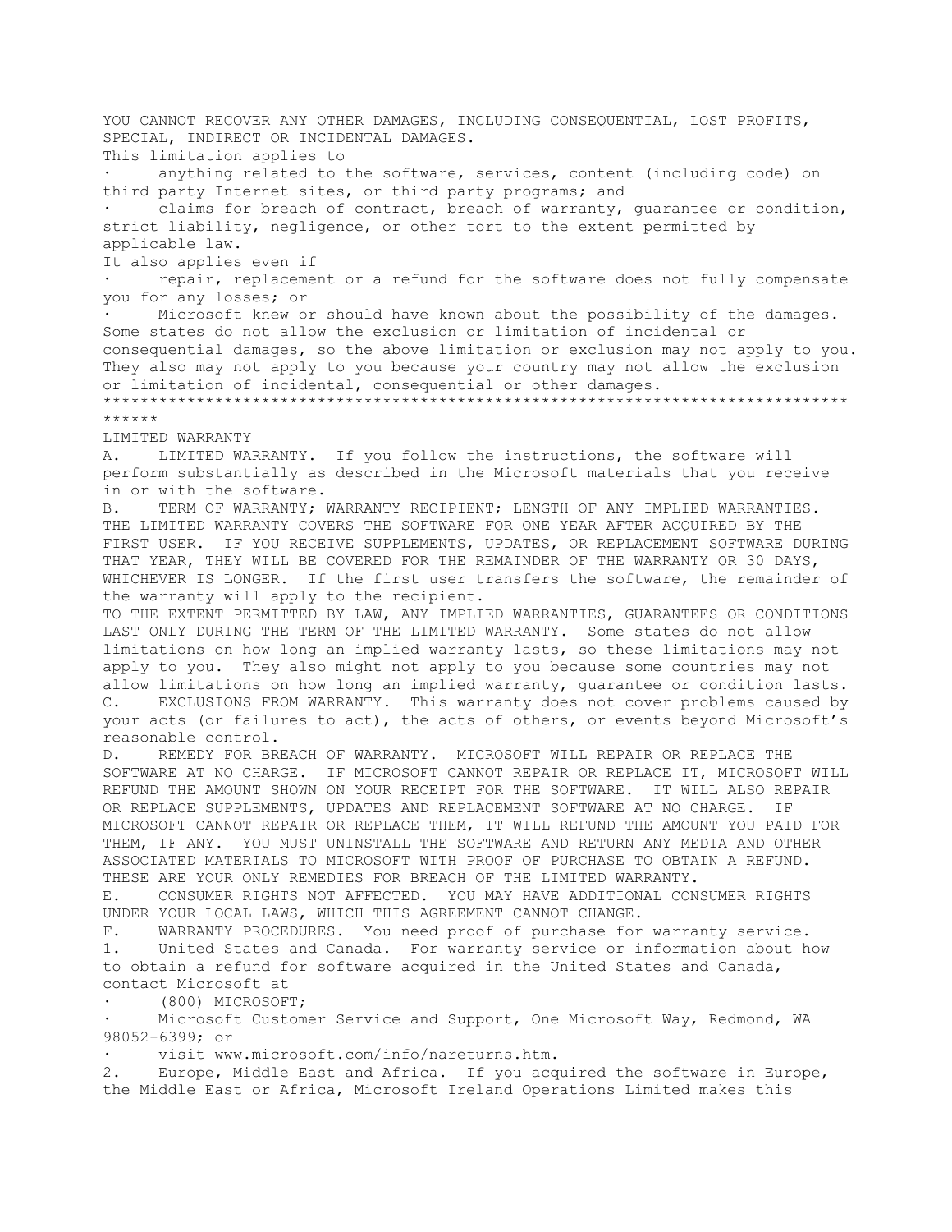YOU CANNOT RECOVER ANY OTHER DAMAGES, INCLUDING CONSEQUENTIAL, LOST PROFITS, SPECIAL, INDIRECT OR INCIDENTAL DAMAGES.

This limitation applies to

- anything related to the software, services, content (including code) on third party Internet sites, or third party programs; and
- claims for breach of contract, breach of warranty, guarantee or condition, strict liability, negligence, or other tort to the extent permitted by applicable law.

It also applies even if

- repair, replacement or a refund for the software does not fully compensate you for any losses; or
- Microsoft knew or should have known about the possibility of the damages.

Some states do not allow the exclusion or limitation of incidental or consequential damages, so the above limitation or exclusion may not apply to you. They also may not apply to you because your country may not allow the exclusion or limitation of incidental, consequential or other damages.

************************************************************************************

LIMITED WARRANTY

A. LIMITED WARRANTY. If you follow the instructions, the software will perform substantially as described in the Microsoft materials that you receive in or with the software.

B. TERM OF WARRANTY; WARRANTY RECIPIENT; LENGTH OF ANY IMPLIED WARRANTIES. THE LIMITED WARRANTY COVERS THE SOFTWARE FOR ONE YEAR AFTER ACQUIRED BY THE FIRST USER. IF YOU RECEIVE SUPPLEMENTS, UPDATES, OR REPLACEMENT SOFTWARE DURING THAT YEAR, THEY WILL BE COVERED FOR THE REMAINDER OF THE WARRANTY OR 30 DAYS, WHICHEVER IS LONGER. If the first user transfers the software, the remainder of the warranty will apply to the recipient.

TO THE EXTENT PERMITTED BY LAW, ANY IMPLIED WARRANTIES, GUARANTEES OR CONDITIONS LAST ONLY DURING THE TERM OF THE LIMITED WARRANTY. Some states do not allow limitations on how long an implied warranty lasts, so these limitations may not apply to you. They also might not apply to you because some countries may not allow limitations on how long an implied warranty, guarantee or condition lasts.

C. EXCLUSIONS FROM WARRANTY. This warranty does not cover problems caused by your acts (or failures to act), the acts of others, or events beyond Microsoft's reasonable control.

D. REMEDY FOR BREACH OF WARRANTY. MICROSOFT WILL REPAIR OR REPLACE THE SOFTWARE AT NO CHARGE. IF MICROSOFT CANNOT REPAIR OR REPLACE IT, MICROSOFT WILL REFUND THE AMOUNT SHOWN ON YOUR RECEIPT FOR THE SOFTWARE. IT WILL ALSO REPAIR OR REPLACE SUPPLEMENTS, UPDATES AND REPLACEMENT SOFTWARE AT NO CHARGE. IF MICROSOFT CANNOT REPAIR OR REPLACE THEM, IT WILL REFUND THE AMOUNT YOU PAID FOR THEM, IF ANY. YOU MUST UNINSTALL THE SOFTWARE AND RETURN ANY MEDIA AND OTHER ASSOCIATED MATERIALS TO MICROSOFT WITH PROOF OF PURCHASE TO OBTAIN A REFUND. THESE ARE YOUR ONLY REMEDIES FOR BREACH OF THE LIMITED WARRANTY.

E. CONSUMER RIGHTS NOT AFFECTED. YOU MAY HAVE ADDITIONAL CONSUMER RIGHTS UNDER YOUR LOCAL LAWS, WHICH THIS AGREEMENT CANNOT CHANGE.

F. WARRANTY PROCEDURES. You need proof of purchase for warranty service.

1. United States and Canada. For warranty service or information about how to obtain a refund for software acquired in the United States and Canada, contact Microsoft at
   - (800) MICROSOFT;
   - Microsoft Customer Service and Support, One Microsoft Way, Redmond, WA 98052-6399; or
   - visit www.microsoft.com/info/nareturns.htm.
2. Europe, Middle East and Africa. If you acquired the software in Europe, the Middle East or Africa, Microsoft Ireland Operations Limited makes this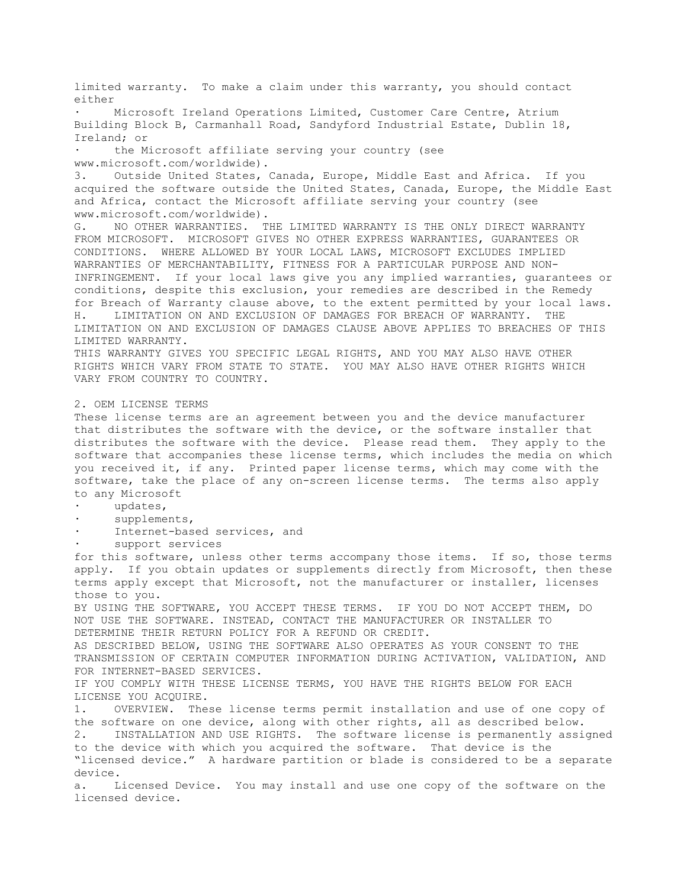limited warranty. To make a claim under this warranty, you should contact either

- Microsoft Ireland Operations Limited, Customer Care Centre, Atrium Building Block B, Carmanhall Road, Sandyford Industrial Estate, Dublin 18, Ireland; or
- the Microsoft affiliate serving your country (see www.microsoft.com/worldwide).

3. Outside United States, Canada, Europe, Middle East and Africa. If you acquired the software outside the United States, Canada, Europe, the Middle East and Africa, contact the Microsoft affiliate serving your country (see www.microsoft.com/worldwide).

G. NO OTHER WARRANTIES. THE LIMITED WARRANTY IS THE ONLY DIRECT WARRANTY FROM MICROSOFT. MICROSOFT GIVES NO OTHER EXPRESS WARRANTIES, GUARANTEES OR CONDITIONS. WHERE ALLOWED BY YOUR LOCAL LAWS, MICROSOFT EXCLUDES IMPLIED WARRANTIES OF MERCHANTABILITY, FITNESS FOR A PARTICULAR PURPOSE AND NON-INFRINGEMENT. If your local laws give you any implied warranties, guarantees or conditions, despite this exclusion, your remedies are described in the Remedy for Breach of Warranty clause above, to the extent permitted by your local laws.

H. LIMITATION ON AND EXCLUSION OF DAMAGES FOR BREACH OF WARRANTY. THE LIMITATION ON AND EXCLUSION OF DAMAGES CLAUSE ABOVE APPLIES TO BREACHES OF THIS LIMITED WARRANTY.

THIS WARRANTY GIVES YOU SPECIFIC LEGAL RIGHTS, AND YOU MAY ALSO HAVE OTHER RIGHTS WHICH VARY FROM STATE TO STATE. YOU MAY ALSO HAVE OTHER RIGHTS WHICH VARY FROM COUNTRY TO COUNTRY.

## 2. OEM LICENSE TERMS

These license terms are an agreement between you and the device manufacturer that distributes the software with the device, or the software installer that distributes the software with the device. Please read them. They apply to the software that accompanies these license terms, which includes the media on which you received it, if any. Printed paper license terms, which may come with the software, take the place of any on-screen license terms. The terms also apply to any Microsoft

- updates,
- supplements,
- Internet-based services, and
- support services

for this software, unless other terms accompany those items. If so, those terms apply. If you obtain updates or supplements directly from Microsoft, then these terms apply except that Microsoft, not the manufacturer or installer, licenses those to you.

BY USING THE SOFTWARE, YOU ACCEPT THESE TERMS. IF YOU DO NOT ACCEPT THEM, DO NOT USE THE SOFTWARE. INSTEAD, CONTACT THE MANUFACTURER OR INSTALLER TO DETERMINE THEIR RETURN POLICY FOR A REFUND OR CREDIT.

AS DESCRIBED BELOW, USING THE SOFTWARE ALSO OPERATES AS YOUR CONSENT TO THE TRANSMISSION OF CERTAIN COMPUTER INFORMATION DURING ACTIVATION, VALIDATION, AND FOR INTERNET-BASED SERVICES.

IF YOU COMPLY WITH THESE LICENSE TERMS, YOU HAVE THE RIGHTS BELOW FOR EACH LICENSE YOU ACQUIRE.

1. OVERVIEW. These license terms permit installation and use of one copy of the software on one device, along with other rights, all as described below.

2. INSTALLATION AND USE RIGHTS. The software license is permanently assigned to the device with which you acquired the software. That device is the "licensed device." A hardware partition or blade is considered to be a separate device.

a. Licensed Device. You may install and use one copy of the software on the licensed device.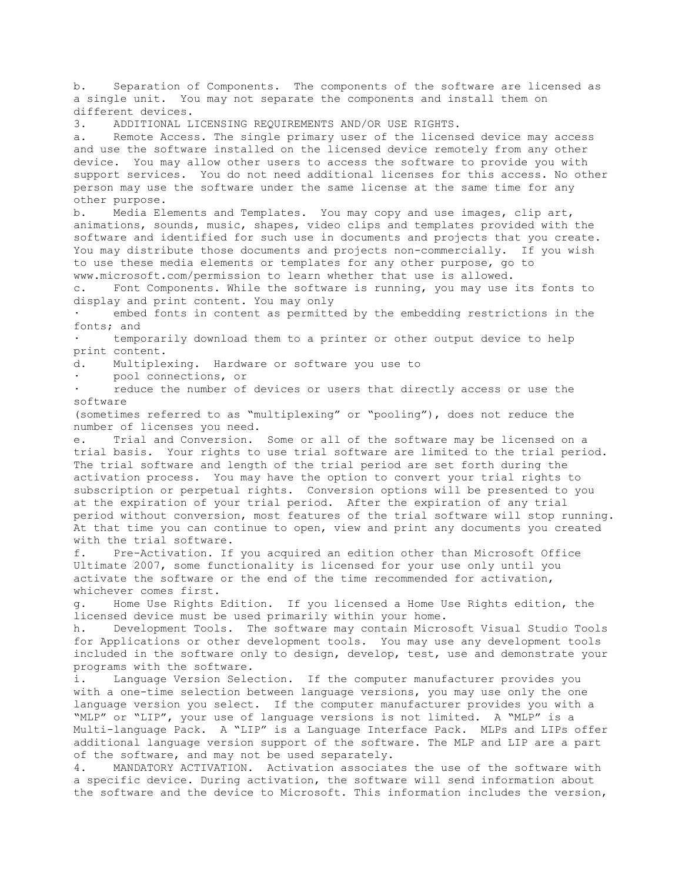b. Separation of Components. The components of the software are licensed as a single unit. You may not separate the components and install them on different devices.

3. ADDITIONAL LICENSING REQUIREMENTS AND/OR USE RIGHTS.

a. Remote Access. The single primary user of the licensed device may access and use the software installed on the licensed device remotely from any other device. You may allow other users to access the software to provide you with support services. You do not need additional licenses for this access. No other person may use the software under the same license at the same time for any other purpose.

b. Media Elements and Templates. You may copy and use images, clip art, animations, sounds, music, shapes, video clips and templates provided with the software and identified for such use in documents and projects that you create. You may distribute those documents and projects non-commercially. If you wish to use these media elements or templates for any other purpose, go to www.microsoft.com/permission to learn whether that use is allowed.

c. Font Components. While the software is running, you may use its fonts to display and print content. You may only

- embed fonts in content as permitted by the embedding restrictions in the fonts; and
- temporarily download them to a printer or other output device to help print content.

d. Multiplexing. Hardware or software you use to

- pool connections, or
- reduce the number of devices or users that directly access or use the software

(sometimes referred to as "multiplexing" or "pooling"), does not reduce the number of licenses you need.

e. Trial and Conversion. Some or all of the software may be licensed on a trial basis. Your rights to use trial software are limited to the trial period. The trial software and length of the trial period are set forth during the activation process. You may have the option to convert your trial rights to subscription or perpetual rights. Conversion options will be presented to you at the expiration of your trial period. After the expiration of any trial period without conversion, most features of the trial software will stop running. At that time you can continue to open, view and print any documents you created with the trial software.

f. Pre-Activation. If you acquired an edition other than Microsoft Office Ultimate 2007, some functionality is licensed for your use only until you activate the software or the end of the time recommended for activation, whichever comes first.

g. Home Use Rights Edition. If you licensed a Home Use Rights edition, the licensed device must be used primarily within your home.

h. Development Tools. The software may contain Microsoft Visual Studio Tools for Applications or other development tools. You may use any development tools included in the software only to design, develop, test, use and demonstrate your programs with the software.

i. Language Version Selection. If the computer manufacturer provides you with a one-time selection between language versions, you may use only the one language version you select. If the computer manufacturer provides you with a "MLP" or "LIP", your use of language versions is not limited. A "MLP" is a Multi-language Pack. A "LIP" is a Language Interface Pack. MLPs and LIPs offer additional language version support of the software. The MLP and LIP are a part of the software, and may not be used separately.

4. MANDATORY ACTIVATION. Activation associates the use of the software with a specific device. During activation, the software will send information about the software and the device to Microsoft. This information includes the version,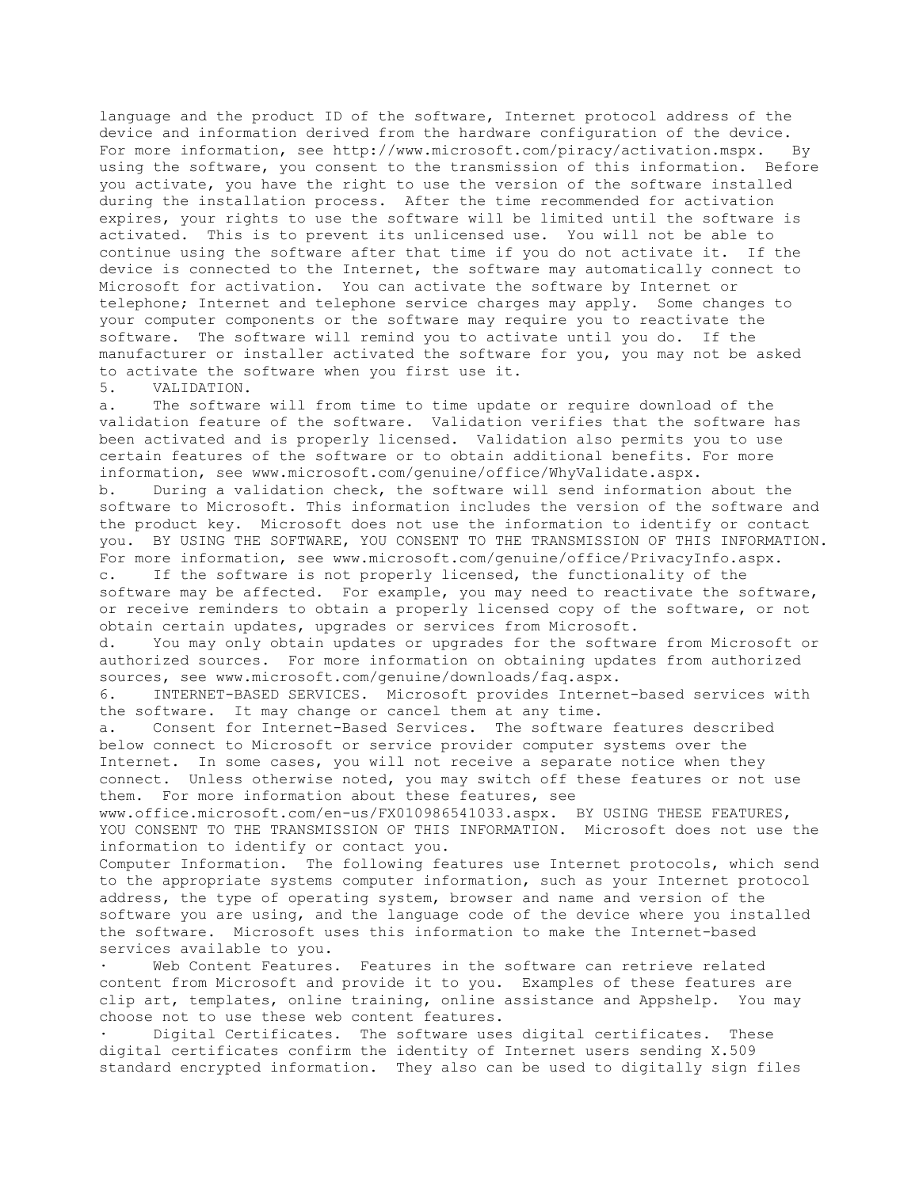language and the product ID of the software, Internet protocol address of the device and information derived from the hardware configuration of the device. For more information, see http://www.microsoft.com/piracy/activation.mspx. By using the software, you consent to the transmission of this information. Before you activate, you have the right to use the version of the software installed during the installation process. After the time recommended for activation expires, your rights to use the software will be limited until the software is activated. This is to prevent its unlicensed use. You will not be able to continue using the software after that time if you do not activate it. If the device is connected to the Internet, the software may automatically connect to Microsoft for activation. You can activate the software by Internet or telephone; Internet and telephone service charges may apply. Some changes to your computer components or the software may require you to reactivate the software. The software will remind you to activate until you do. If the manufacturer or installer activated the software for you, you may not be asked to activate the software when you first use it.

5. VALIDATION.

a. The software will from time to time update or require download of the validation feature of the software. Validation verifies that the software has been activated and is properly licensed. Validation also permits you to use certain features of the software or to obtain additional benefits. For more information, see www.microsoft.com/genuine/office/WhyValidate.aspx.

b. During a validation check, the software will send information about the software to Microsoft. This information includes the version of the software and the product key. Microsoft does not use the information to identify or contact you. BY USING THE SOFTWARE, YOU CONSENT TO THE TRANSMISSION OF THIS INFORMATION. For more information, see www.microsoft.com/genuine/office/PrivacyInfo.aspx.

c. If the software is not properly licensed, the functionality of the software may be affected. For example, you may need to reactivate the software, or receive reminders to obtain a properly licensed copy of the software, or not obtain certain updates, upgrades or services from Microsoft.

d. You may only obtain updates or upgrades for the software from Microsoft or authorized sources. For more information on obtaining updates from authorized sources, see www.microsoft.com/genuine/downloads/faq.aspx.

6. INTERNET-BASED SERVICES. Microsoft provides Internet-based services with the software. It may change or cancel them at any time.

a. Consent for Internet-Based Services. The software features described below connect to Microsoft or service provider computer systems over the Internet. In some cases, you will not receive a separate notice when they connect. Unless otherwise noted, you may switch off these features or not use them. For more information about these features, see www.office.microsoft.com/en-us/FX010986541033.aspx. BY USING THESE FEATURES, YOU CONSENT TO THE TRANSMISSION OF THIS INFORMATION. Microsoft does not use the information to identify or contact you.

Computer Information. The following features use Internet protocols, which send to the appropriate systems computer information, such as your Internet protocol address, the type of operating system, browser and name and version of the software you are using, and the language code of the device where you installed the software. Microsoft uses this information to make the Internet-based services available to you.

- Web Content Features. Features in the software can retrieve related content from Microsoft and provide it to you. Examples of these features are clip art, templates, online training, online assistance and Appshelp. You may choose not to use these web content features.
- Digital Certificates. The software uses digital certificates. These digital certificates confirm the identity of Internet users sending X.509 standard encrypted information. They also can be used to digitally sign files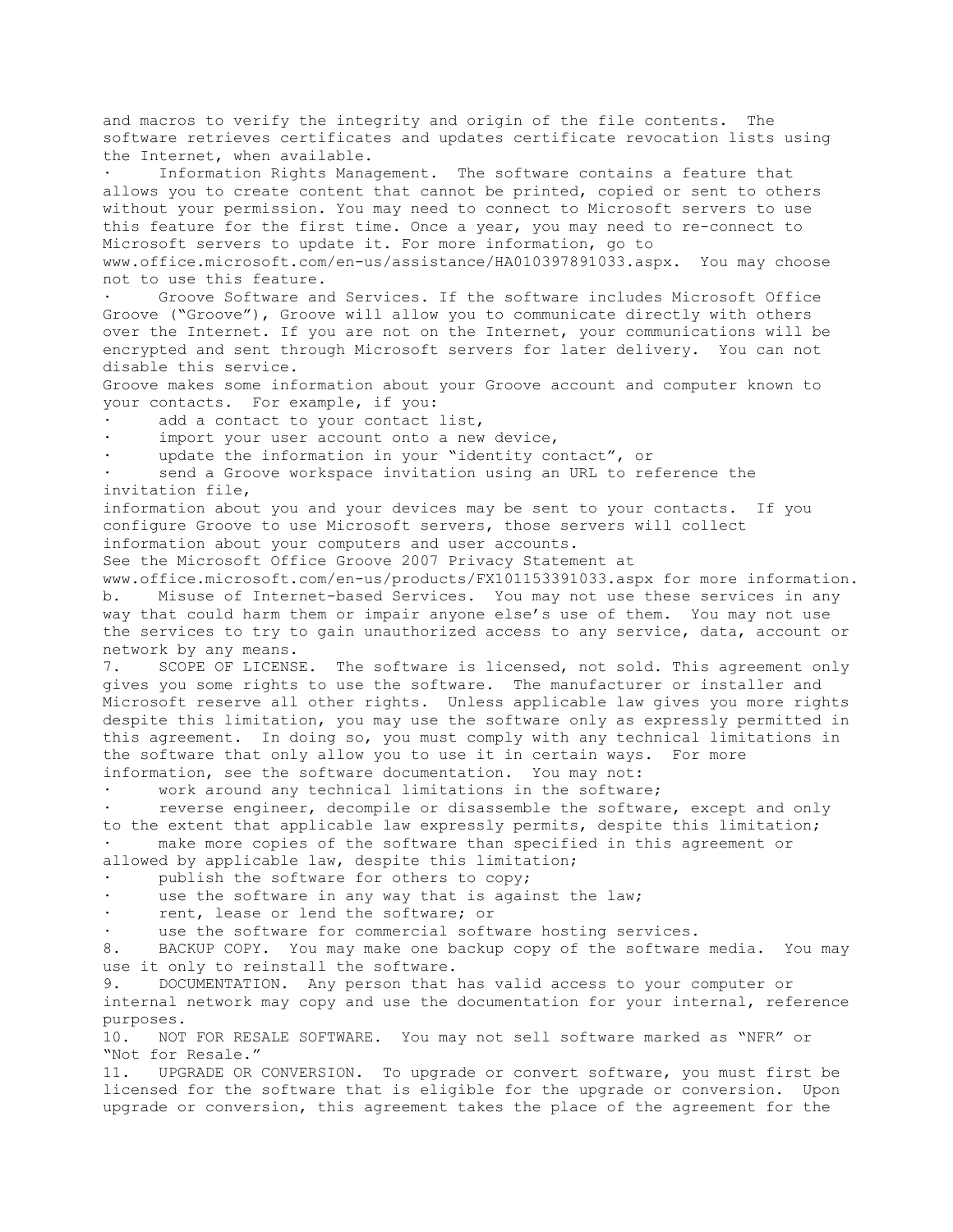and macros to verify the integrity and origin of the file contents. The software retrieves certificates and updates certificate revocation lists using the Internet, when available.

- Information Rights Management. The software contains a feature that allows you to create content that cannot be printed, copied or sent to others without your permission. You may need to connect to Microsoft servers to use this feature for the first time. Once a year, you may need to re-connect to Microsoft servers to update it. For more information, go to www.office.microsoft.com/en-us/assistance/HA010397891033.aspx. You may choose not to use this feature.
- Groove Software and Services. If the software includes Microsoft Office Groove ("Groove"), Groove will allow you to communicate directly with others over the Internet. If you are not on the Internet, your communications will be encrypted and sent through Microsoft servers for later delivery. You can not disable this service.

Groove makes some information about your Groove account and computer known to your contacts. For example, if you:

- add a contact to your contact list,
- import your user account onto a new device,
- update the information in your "identity contact", or
- send a Groove workspace invitation using an URL to reference the invitation file,

information about you and your devices may be sent to your contacts. If you configure Groove to use Microsoft servers, those servers will collect information about your computers and user accounts.

See the Microsoft Office Groove 2007 Privacy Statement at www.office.microsoft.com/en-us/products/FX101153391033.aspx for more information.

b. Misuse of Internet-based Services. You may not use these services in any way that could harm them or impair anyone else's use of them. You may not use the services to try to gain unauthorized access to any service, data, account or network by any means.

7. SCOPE OF LICENSE. The software is licensed, not sold. This agreement only gives you some rights to use the software. The manufacturer or installer and Microsoft reserve all other rights. Unless applicable law gives you more rights despite this limitation, you may use the software only as expressly permitted in this agreement. In doing so, you must comply with any technical limitations in the software that only allow you to use it in certain ways. For more information, see the software documentation. You may not:

- work around any technical limitations in the software;
- reverse engineer, decompile or disassemble the software, except and only to the extent that applicable law expressly permits, despite this limitation;
- make more copies of the software than specified in this agreement or allowed by applicable law, despite this limitation;
- publish the software for others to copy;
- use the software in any way that is against the law;
- rent, lease or lend the software; or
- use the software for commercial software hosting services.

8. BACKUP COPY. You may make one backup copy of the software media. You may use it only to reinstall the software.

9. DOCUMENTATION. Any person that has valid access to your computer or internal network may copy and use the documentation for your internal, reference purposes.

10. NOT FOR RESALE SOFTWARE. You may not sell software marked as "NFR" or "Not for Resale."

11. UPGRADE OR CONVERSION. To upgrade or convert software, you must first be licensed for the software that is eligible for the upgrade or conversion. Upon upgrade or conversion, this agreement takes the place of the agreement for the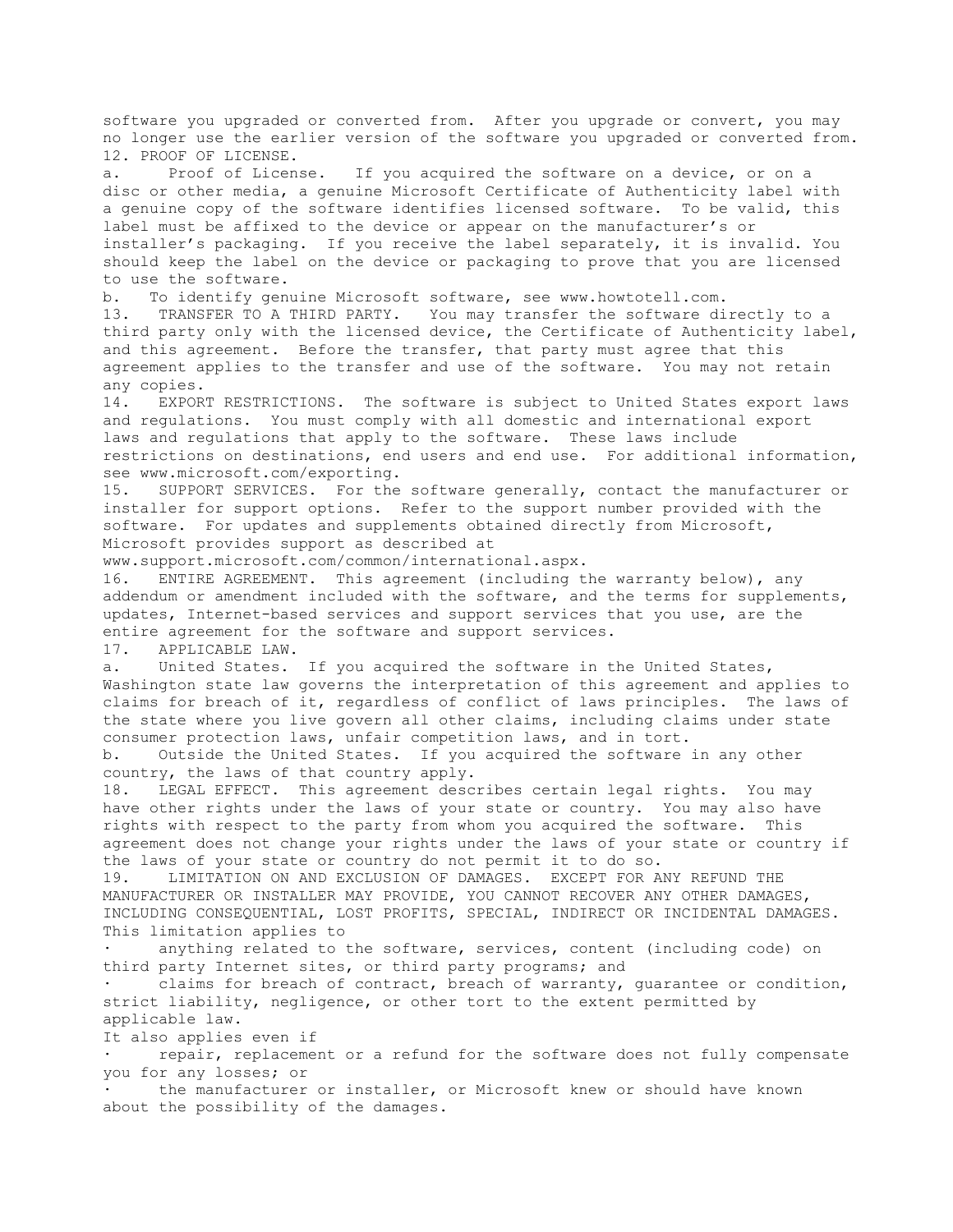software you upgraded or converted from. After you upgrade or convert, you may no longer use the earlier version of the software you upgraded or converted from.

12. PROOF OF LICENSE.

a. Proof of License. If you acquired the software on a device, or on a disc or other media, a genuine Microsoft Certificate of Authenticity label with a genuine copy of the software identifies licensed software. To be valid, this label must be affixed to the device or appear on the manufacturer's or installer's packaging. If you receive the label separately, it is invalid. You should keep the label on the device or packaging to prove that you are licensed to use the software.

b. To identify genuine Microsoft software, see www.howtotell.com.

13. TRANSFER TO A THIRD PARTY. You may transfer the software directly to a third party only with the licensed device, the Certificate of Authenticity label, and this agreement. Before the transfer, that party must agree that this agreement applies to the transfer and use of the software. You may not retain any copies.

14. EXPORT RESTRICTIONS. The software is subject to United States export laws and regulations. You must comply with all domestic and international export laws and regulations that apply to the software. These laws include restrictions on destinations, end users and end use. For additional information, see www.microsoft.com/exporting.

15. SUPPORT SERVICES. For the software generally, contact the manufacturer or installer for support options. Refer to the support number provided with the software. For updates and supplements obtained directly from Microsoft, Microsoft provides support as described at www.support.microsoft.com/common/international.aspx.

16. ENTIRE AGREEMENT. This agreement (including the warranty below), any addendum or amendment included with the software, and the terms for supplements, updates, Internet-based services and support services that you use, are the entire agreement for the software and support services.

17. APPLICABLE LAW.

a. United States. If you acquired the software in the United States, Washington state law governs the interpretation of this agreement and applies to claims for breach of it, regardless of conflict of laws principles. The laws of the state where you live govern all other claims, including claims under state consumer protection laws, unfair competition laws, and in tort.

b. Outside the United States. If you acquired the software in any other country, the laws of that country apply.

18. LEGAL EFFECT. This agreement describes certain legal rights. You may have other rights under the laws of your state or country. You may also have rights with respect to the party from whom you acquired the software. This agreement does not change your rights under the laws of your state or country if the laws of your state or country do not permit it to do so.

19. LIMITATION ON AND EXCLUSION OF DAMAGES. EXCEPT FOR ANY REFUND THE MANUFACTURER OR INSTALLER MAY PROVIDE, YOU CANNOT RECOVER ANY OTHER DAMAGES, INCLUDING CONSEQUENTIAL, LOST PROFITS, SPECIAL, INDIRECT OR INCIDENTAL DAMAGES.

This limitation applies to

- anything related to the software, services, content (including code) on third party Internet sites, or third party programs; and
- claims for breach of contract, breach of warranty, guarantee or condition, strict liability, negligence, or other tort to the extent permitted by applicable law.

It also applies even if

- repair, replacement or a refund for the software does not fully compensate you for any losses; or
- the manufacturer or installer, or Microsoft knew or should have known about the possibility of the damages.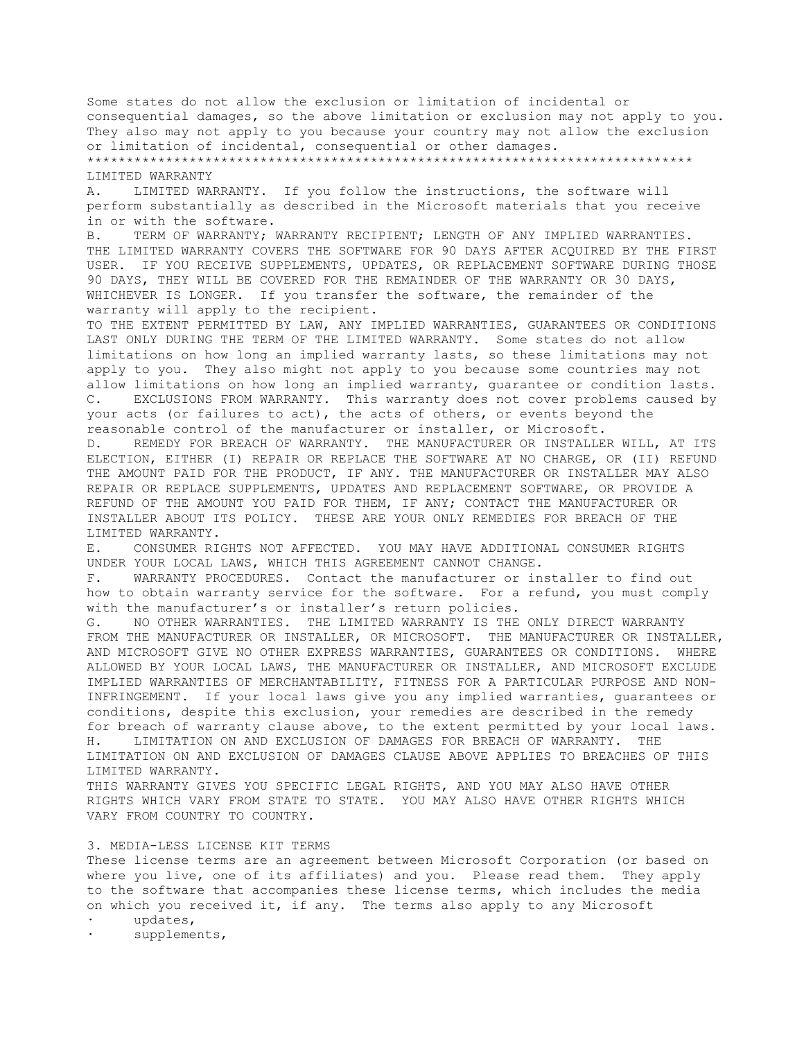Some states do not allow the exclusion or limitation of incidental or consequential damages, so the above limitation or exclusion may not apply to you. They also may not apply to you because your country may not allow the exclusion or limitation of incidental, consequential or other damages.

*****************************************************************************

LIMITED WARRANTY

A. LIMITED WARRANTY. If you follow the instructions, the software will perform substantially as described in the Microsoft materials that you receive in or with the software.

B. TERM OF WARRANTY; WARRANTY RECIPIENT; LENGTH OF ANY IMPLIED WARRANTIES. THE LIMITED WARRANTY COVERS THE SOFTWARE FOR 90 DAYS AFTER ACQUIRED BY THE FIRST USER. IF YOU RECEIVE SUPPLEMENTS, UPDATES, OR REPLACEMENT SOFTWARE DURING THOSE 90 DAYS, THEY WILL BE COVERED FOR THE REMAINDER OF THE WARRANTY OR 30 DAYS, WHICHEVER IS LONGER. If you transfer the software, the remainder of the warranty will apply to the recipient.

TO THE EXTENT PERMITTED BY LAW, ANY IMPLIED WARRANTIES, GUARANTEES OR CONDITIONS LAST ONLY DURING THE TERM OF THE LIMITED WARRANTY. Some states do not allow limitations on how long an implied warranty lasts, so these limitations may not apply to you. They also might not apply to you because some countries may not allow limitations on how long an implied warranty, guarantee or condition lasts.

C. EXCLUSIONS FROM WARRANTY. This warranty does not cover problems caused by your acts (or failures to act), the acts of others, or events beyond the reasonable control of the manufacturer or installer, or Microsoft.

D. REMEDY FOR BREACH OF WARRANTY. THE MANUFACTURER OR INSTALLER WILL, AT ITS ELECTION, EITHER (I) REPAIR OR REPLACE THE SOFTWARE AT NO CHARGE, OR (II) REFUND THE AMOUNT PAID FOR THE PRODUCT, IF ANY. THE MANUFACTURER OR INSTALLER MAY ALSO REPAIR OR REPLACE SUPPLEMENTS, UPDATES AND REPLACEMENT SOFTWARE, OR PROVIDE A REFUND OF THE AMOUNT YOU PAID FOR THEM, IF ANY; CONTACT THE MANUFACTURER OR INSTALLER ABOUT ITS POLICY. THESE ARE YOUR ONLY REMEDIES FOR BREACH OF THE LIMITED WARRANTY.

E. CONSUMER RIGHTS NOT AFFECTED. YOU MAY HAVE ADDITIONAL CONSUMER RIGHTS UNDER YOUR LOCAL LAWS, WHICH THIS AGREEMENT CANNOT CHANGE.

F. WARRANTY PROCEDURES. Contact the manufacturer or installer to find out how to obtain warranty service for the software. For a refund, you must comply with the manufacturer's or installer's return policies.

G. NO OTHER WARRANTIES. THE LIMITED WARRANTY IS THE ONLY DIRECT WARRANTY FROM THE MANUFACTURER OR INSTALLER, OR MICROSOFT. THE MANUFACTURER OR INSTALLER, AND MICROSOFT GIVE NO OTHER EXPRESS WARRANTIES, GUARANTEES OR CONDITIONS. WHERE ALLOWED BY YOUR LOCAL LAWS, THE MANUFACTURER OR INSTALLER, AND MICROSOFT EXCLUDE IMPLIED WARRANTIES OF MERCHANTABILITY, FITNESS FOR A PARTICULAR PURPOSE AND NON-INFRINGEMENT. If your local laws give you any implied warranties, guarantees or conditions, despite this exclusion, your remedies are described in the remedy for breach of warranty clause above, to the extent permitted by your local laws.

H. LIMITATION ON AND EXCLUSION OF DAMAGES FOR BREACH OF WARRANTY. THE LIMITATION ON AND EXCLUSION OF DAMAGES CLAUSE ABOVE APPLIES TO BREACHES OF THIS LIMITED WARRANTY.

THIS WARRANTY GIVES YOU SPECIFIC LEGAL RIGHTS, AND YOU MAY ALSO HAVE OTHER RIGHTS WHICH VARY FROM STATE TO STATE. YOU MAY ALSO HAVE OTHER RIGHTS WHICH VARY FROM COUNTRY TO COUNTRY.

3. MEDIA-LESS LICENSE KIT TERMS

These license terms are an agreement between Microsoft Corporation (or based on where you live, one of its affiliates) and you. Please read them. They apply to the software that accompanies these license terms, which includes the media on which you received it, if any. The terms also apply to any Microsoft

- updates,
- supplements,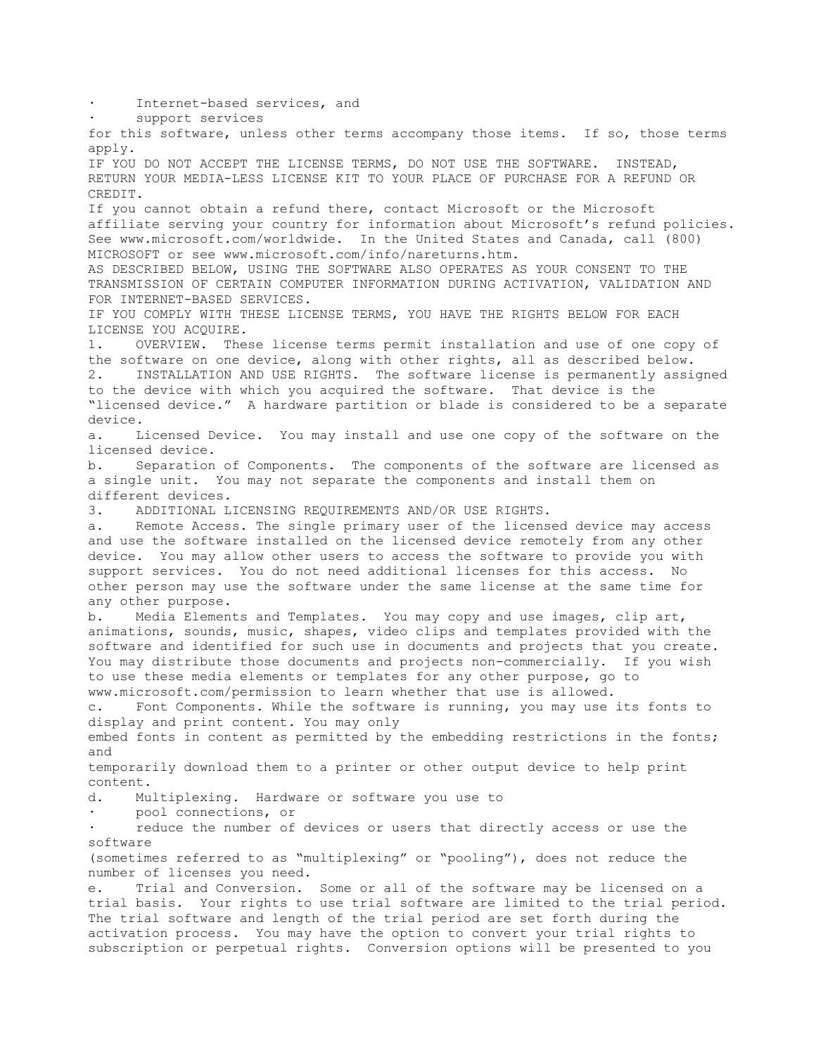- Internet-based services, and
- support services

for this software, unless other terms accompany those items. If so, those terms apply.

IF YOU DO NOT ACCEPT THE LICENSE TERMS, DO NOT USE THE SOFTWARE. INSTEAD, RETURN YOUR MEDIA-LESS LICENSE KIT TO YOUR PLACE OF PURCHASE FOR A REFUND OR CREDIT.

If you cannot obtain a refund there, contact Microsoft or the Microsoft affiliate serving your country for information about Microsoft's refund policies. See www.microsoft.com/worldwide. In the United States and Canada, call (800) MICROSOFT or see www.microsoft.com/info/nareturns.htm.

AS DESCRIBED BELOW, USING THE SOFTWARE ALSO OPERATES AS YOUR CONSENT TO THE TRANSMISSION OF CERTAIN COMPUTER INFORMATION DURING ACTIVATION, VALIDATION AND FOR INTERNET-BASED SERVICES.

IF YOU COMPLY WITH THESE LICENSE TERMS, YOU HAVE THE RIGHTS BELOW FOR EACH LICENSE YOU ACQUIRE.

1. OVERVIEW. These license terms permit installation and use of one copy of the software on one device, along with other rights, all as described below.

2. INSTALLATION AND USE RIGHTS. The software license is permanently assigned to the device with which you acquired the software. That device is the "licensed device." A hardware partition or blade is considered to be a separate device.

a. Licensed Device. You may install and use one copy of the software on the licensed device.

b. Separation of Components. The components of the software are licensed as a single unit. You may not separate the components and install them on different devices.

3. ADDITIONAL LICENSING REQUIREMENTS AND/OR USE RIGHTS.

a. Remote Access. The single primary user of the licensed device may access and use the software installed on the licensed device remotely from any other device. You may allow other users to access the software to provide you with support services. You do not need additional licenses for this access. No other person may use the software under the same license at the same time for any other purpose.

b. Media Elements and Templates. You may copy and use images, clip art, animations, sounds, music, shapes, video clips and templates provided with the software and identified for such use in documents and projects that you create. You may distribute those documents and projects non-commercially. If you wish to use these media elements or templates for any other purpose, go to www.microsoft.com/permission to learn whether that use is allowed.

c. Font Components. While the software is running, you may use its fonts to display and print content. You may only

embed fonts in content as permitted by the embedding restrictions in the fonts; and

temporarily download them to a printer or other output device to help print content.

d. Multiplexing. Hardware or software you use to

- pool connections, or
- reduce the number of devices or users that directly access or use the software

(sometimes referred to as "multiplexing" or "pooling"), does not reduce the number of licenses you need.

e. Trial and Conversion. Some or all of the software may be licensed on a trial basis. Your rights to use trial software are limited to the trial period. The trial software and length of the trial period are set forth during the activation process. You may have the option to convert your trial rights to subscription or perpetual rights. Conversion options will be presented to you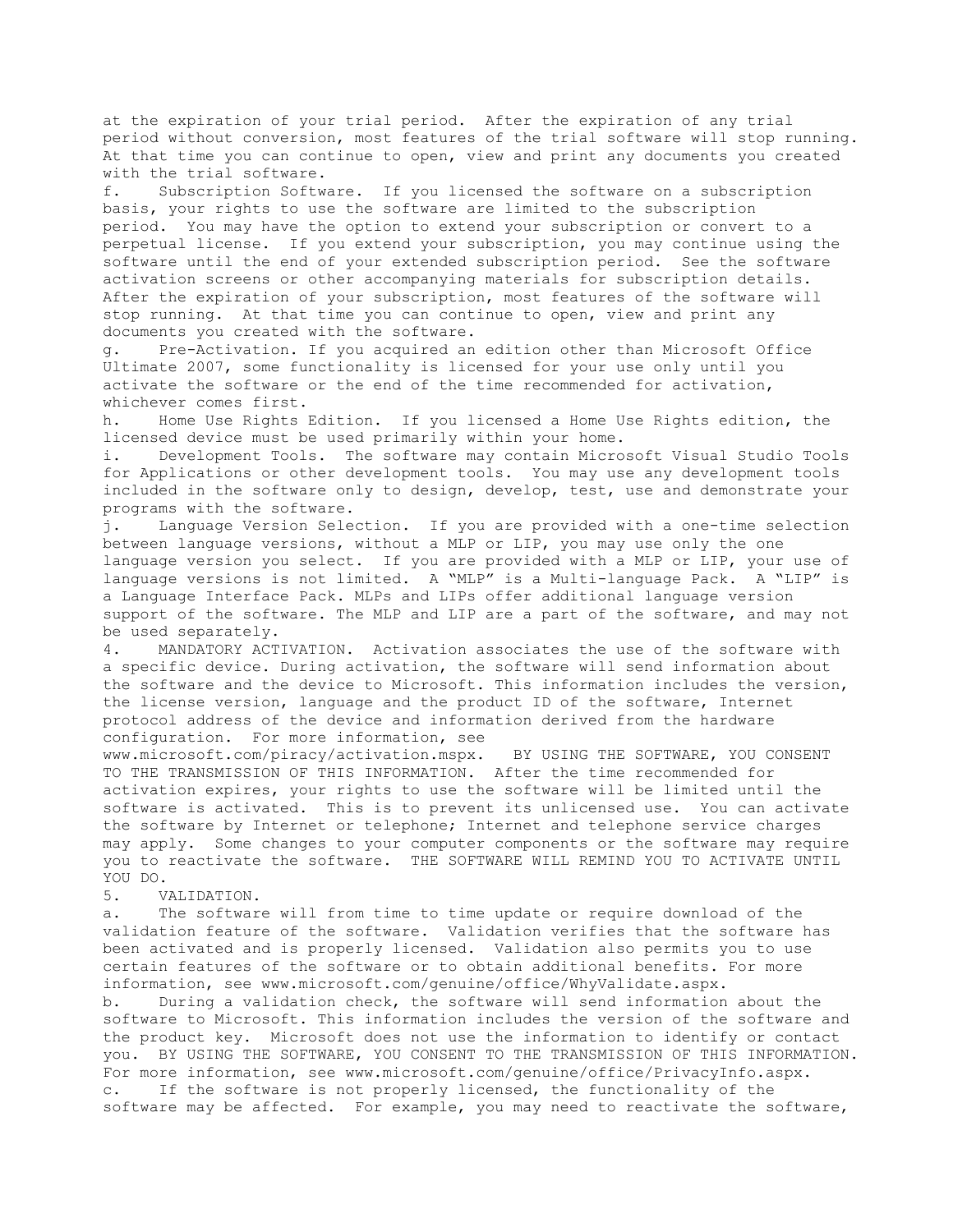at the expiration of your trial period. After the expiration of any trial period without conversion, most features of the trial software will stop running. At that time you can continue to open, view and print any documents you created with the trial software.

f. Subscription Software. If you licensed the software on a subscription basis, your rights to use the software are limited to the subscription period. You may have the option to extend your subscription or convert to a perpetual license. If you extend your subscription, you may continue using the software until the end of your extended subscription period. See the software activation screens or other accompanying materials for subscription details. After the expiration of your subscription, most features of the software will stop running. At that time you can continue to open, view and print any documents you created with the software.

g. Pre-Activation. If you acquired an edition other than Microsoft Office Ultimate 2007, some functionality is licensed for your use only until you activate the software or the end of the time recommended for activation, whichever comes first.

h. Home Use Rights Edition. If you licensed a Home Use Rights edition, the licensed device must be used primarily within your home.

i. Development Tools. The software may contain Microsoft Visual Studio Tools for Applications or other development tools. You may use any development tools included in the software only to design, develop, test, use and demonstrate your programs with the software.

j. Language Version Selection. If you are provided with a one-time selection between language versions, without a MLP or LIP, you may use only the one language version you select. If you are provided with a MLP or LIP, your use of language versions is not limited. A “MLP” is a Multi-language Pack. A “LIP” is a Language Interface Pack. MLPs and LIPs offer additional language version support of the software. The MLP and LIP are a part of the software, and may not be used separately.

4. MANDATORY ACTIVATION. Activation associates the use of the software with a specific device. During activation, the software will send information about the software and the device to Microsoft. This information includes the version, the license version, language and the product ID of the software, Internet protocol address of the device and information derived from the hardware configuration. For more information, see www.microsoft.com/piracy/activation.mspx. BY USING THE SOFTWARE, YOU CONSENT TO THE TRANSMISSION OF THIS INFORMATION. After the time recommended for activation expires, your rights to use the software will be limited until the software is activated. This is to prevent its unlicensed use. You can activate the software by Internet or telephone; Internet and telephone service charges may apply. Some changes to your computer components or the software may require you to reactivate the software. THE SOFTWARE WILL REMIND YOU TO ACTIVATE UNTIL YOU DO.

5. VALIDATION.

a. The software will from time to time update or require download of the validation feature of the software. Validation verifies that the software has been activated and is properly licensed. Validation also permits you to use certain features of the software or to obtain additional benefits. For more information, see www.microsoft.com/genuine/office/WhyValidate.aspx.

b. During a validation check, the software will send information about the software to Microsoft. This information includes the version of the software and the product key. Microsoft does not use the information to identify or contact you. BY USING THE SOFTWARE, YOU CONSENT TO THE TRANSMISSION OF THIS INFORMATION. For more information, see www.microsoft.com/genuine/office/PrivacyInfo.aspx.

c. If the software is not properly licensed, the functionality of the software may be affected. For example, you may need to reactivate the software,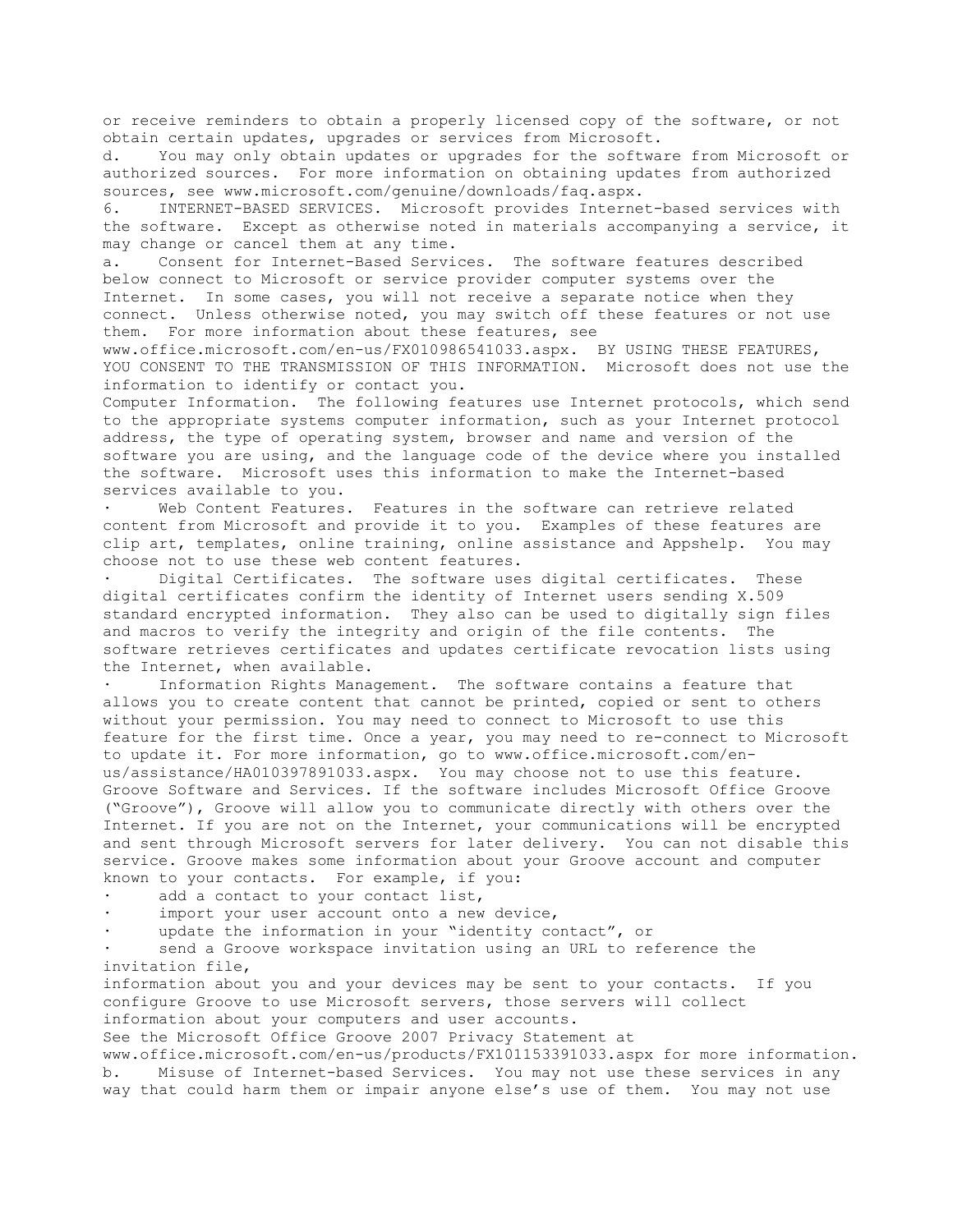or receive reminders to obtain a properly licensed copy of the software, or not obtain certain updates, upgrades or services from Microsoft.

d. You may only obtain updates or upgrades for the software from Microsoft or authorized sources. For more information on obtaining updates from authorized sources, see www.microsoft.com/genuine/downloads/faq.aspx.

6. INTERNET-BASED SERVICES. Microsoft provides Internet-based services with the software. Except as otherwise noted in materials accompanying a service, it may change or cancel them at any time.

a. Consent for Internet-Based Services. The software features described below connect to Microsoft or service provider computer systems over the Internet. In some cases, you will not receive a separate notice when they connect. Unless otherwise noted, you may switch off these features or not use them. For more information about these features, see www.office.microsoft.com/en-us/FX010986541033.aspx. BY USING THESE FEATURES, YOU CONSENT TO THE TRANSMISSION OF THIS INFORMATION. Microsoft does not use the information to identify or contact you.

Computer Information. The following features use Internet protocols, which send to the appropriate systems computer information, such as your Internet protocol address, the type of operating system, browser and name and version of the software you are using, and the language code of the device where you installed the software. Microsoft uses this information to make the Internet-based services available to you.

- Web Content Features. Features in the software can retrieve related content from Microsoft and provide it to you. Examples of these features are clip art, templates, online training, online assistance and Appshelp. You may choose not to use these web content features.
- Digital Certificates. The software uses digital certificates. These digital certificates confirm the identity of Internet users sending X.509 standard encrypted information. They also can be used to digitally sign files and macros to verify the integrity and origin of the file contents. The software retrieves certificates and updates certificate revocation lists using the Internet, when available.
- Information Rights Management. The software contains a feature that allows you to create content that cannot be printed, copied or sent to others without your permission. You may need to connect to Microsoft to use this feature for the first time. Once a year, you may need to re-connect to Microsoft to update it. For more information, go to www.office.microsoft.com/en-us/assistance/HA010397891033.aspx. You may choose not to use this feature.

Groove Software and Services. If the software includes Microsoft Office Groove ("Groove"), Groove will allow you to communicate directly with others over the Internet. If you are not on the Internet, your communications will be encrypted and sent through Microsoft servers for later delivery. You can not disable this service. Groove makes some information about your Groove account and computer known to your contacts. For example, if you:

- add a contact to your contact list,
- import your user account onto a new device,
- update the information in your "identity contact", or
- send a Groove workspace invitation using an URL to reference the invitation file,

information about you and your devices may be sent to your contacts. If you configure Groove to use Microsoft servers, those servers will collect information about your computers and user accounts.

See the Microsoft Office Groove 2007 Privacy Statement at www.office.microsoft.com/en-us/products/FX101153391033.aspx for more information.

b. Misuse of Internet-based Services. You may not use these services in any way that could harm them or impair anyone else's use of them. You may not use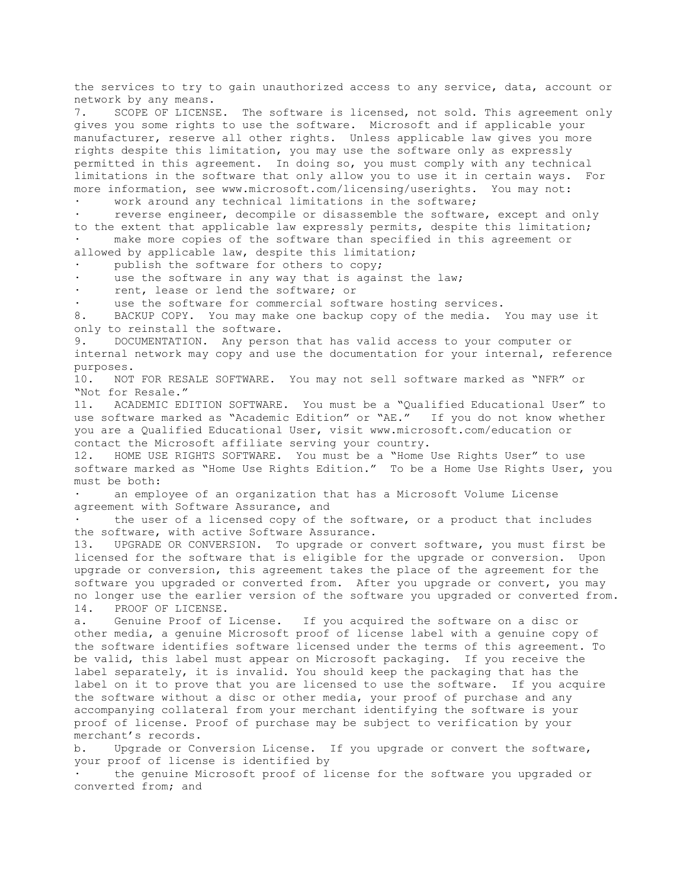the services to try to gain unauthorized access to any service, data, account or network by any means.

7. SCOPE OF LICENSE. The software is licensed, not sold. This agreement only gives you some rights to use the software. Microsoft and if applicable your manufacturer, reserve all other rights. Unless applicable law gives you more rights despite this limitation, you may use the software only as expressly permitted in this agreement. In doing so, you must comply with any technical limitations in the software that only allow you to use it in certain ways. For more information, see www.microsoft.com/licensing/userights. You may not:

- work around any technical limitations in the software;
- reverse engineer, decompile or disassemble the software, except and only to the extent that applicable law expressly permits, despite this limitation;
- make more copies of the software than specified in this agreement or allowed by applicable law, despite this limitation;
- publish the software for others to copy;
- use the software in any way that is against the law;
- rent, lease or lend the software; or
- use the software for commercial software hosting services.

8. BACKUP COPY. You may make one backup copy of the media. You may use it only to reinstall the software.

9. DOCUMENTATION. Any person that has valid access to your computer or internal network may copy and use the documentation for your internal, reference purposes.

10. NOT FOR RESALE SOFTWARE. You may not sell software marked as "NFR" or "Not for Resale."

11. ACADEMIC EDITION SOFTWARE. You must be a "Qualified Educational User" to use software marked as "Academic Edition" or "AE." If you do not know whether you are a Qualified Educational User, visit www.microsoft.com/education or contact the Microsoft affiliate serving your country.

12. HOME USE RIGHTS SOFTWARE. You must be a "Home Use Rights User" to use software marked as "Home Use Rights Edition." To be a Home Use Rights User, you must be both:

- an employee of an organization that has a Microsoft Volume License agreement with Software Assurance, and
- the user of a licensed copy of the software, or a product that includes the software, with active Software Assurance.

13. UPGRADE OR CONVERSION. To upgrade or convert software, you must first be licensed for the software that is eligible for the upgrade or conversion. Upon upgrade or conversion, this agreement takes the place of the agreement for the software you upgraded or converted from. After you upgrade or convert, you may no longer use the earlier version of the software you upgraded or converted from.

14. PROOF OF LICENSE.

a. Genuine Proof of License. If you acquired the software on a disc or other media, a genuine Microsoft proof of license label with a genuine copy of the software identifies software licensed under the terms of this agreement. To be valid, this label must appear on Microsoft packaging. If you receive the label separately, it is invalid. You should keep the packaging that has the label on it to prove that you are licensed to use the software. If you acquire the software without a disc or other media, your proof of purchase and any accompanying collateral from your merchant identifying the software is your proof of license. Proof of purchase may be subject to verification by your merchant's records.

b. Upgrade or Conversion License. If you upgrade or convert the software, your proof of license is identified by

- the genuine Microsoft proof of license for the software you upgraded or converted from; and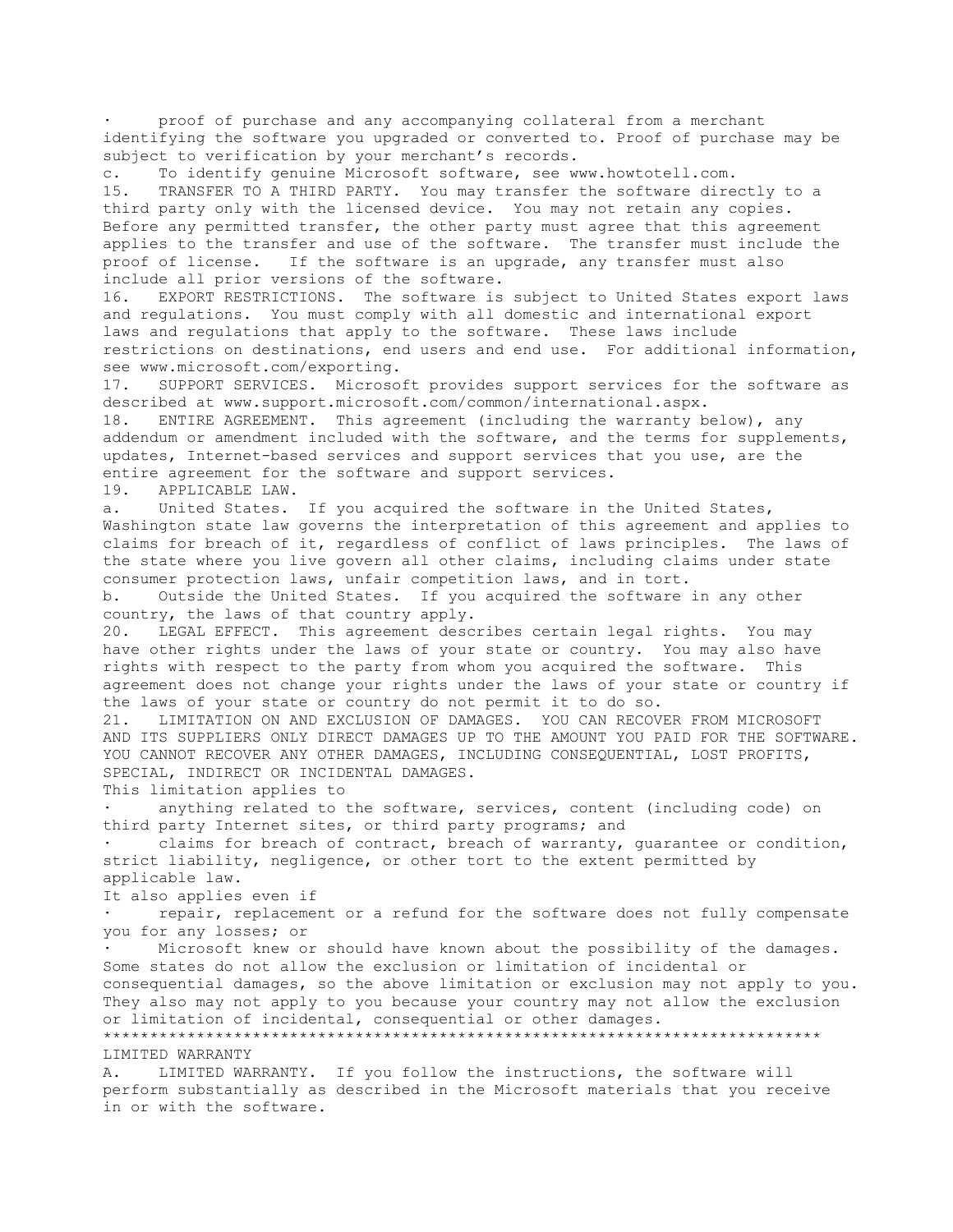- proof of purchase and any accompanying collateral from a merchant identifying the software you upgraded or converted to. Proof of purchase may be subject to verification by your merchant's records.

c. To identify genuine Microsoft software, see www.howtotell.com.

15. TRANSFER TO A THIRD PARTY. You may transfer the software directly to a third party only with the licensed device. You may not retain any copies. Before any permitted transfer, the other party must agree that this agreement applies to the transfer and use of the software. The transfer must include the proof of license. If the software is an upgrade, any transfer must also include all prior versions of the software.

16. EXPORT RESTRICTIONS. The software is subject to United States export laws and regulations. You must comply with all domestic and international export laws and regulations that apply to the software. These laws include restrictions on destinations, end users and end use. For additional information, see www.microsoft.com/exporting.

17. SUPPORT SERVICES. Microsoft provides support services for the software as described at www.support.microsoft.com/common/international.aspx.

18. ENTIRE AGREEMENT. This agreement (including the warranty below), any addendum or amendment included with the software, and the terms for supplements, updates, Internet-based services and support services that you use, are the entire agreement for the software and support services.

19. APPLICABLE LAW.

a. United States. If you acquired the software in the United States, Washington state law governs the interpretation of this agreement and applies to claims for breach of it, regardless of conflict of laws principles. The laws of the state where you live govern all other claims, including claims under state consumer protection laws, unfair competition laws, and in tort.

b. Outside the United States. If you acquired the software in any other country, the laws of that country apply.

20. LEGAL EFFECT. This agreement describes certain legal rights. You may have other rights under the laws of your state or country. You may also have rights with respect to the party from whom you acquired the software. This agreement does not change your rights under the laws of your state or country if the laws of your state or country do not permit it to do so.

21. LIMITATION ON AND EXCLUSION OF DAMAGES. YOU CAN RECOVER FROM MICROSOFT AND ITS SUPPLIERS ONLY DIRECT DAMAGES UP TO THE AMOUNT YOU PAID FOR THE SOFTWARE. YOU CANNOT RECOVER ANY OTHER DAMAGES, INCLUDING CONSEQUENTIAL, LOST PROFITS, SPECIAL, INDIRECT OR INCIDENTAL DAMAGES.

This limitation applies to

- anything related to the software, services, content (including code) on third party Internet sites, or third party programs; and
- claims for breach of contract, breach of warranty, guarantee or condition, strict liability, negligence, or other tort to the extent permitted by applicable law.

It also applies even if

- repair, replacement or a refund for the software does not fully compensate you for any losses; or
- Microsoft knew or should have known about the possibility of the damages.

Some states do not allow the exclusion or limitation of incidental or consequential damages, so the above limitation or exclusion may not apply to you. They also may not apply to you because your country may not allow the exclusion or limitation of incidental, consequential or other damages.

***************************************************************************

LIMITED WARRANTY

A. LIMITED WARRANTY. If you follow the instructions, the software will perform substantially as described in the Microsoft materials that you receive in or with the software.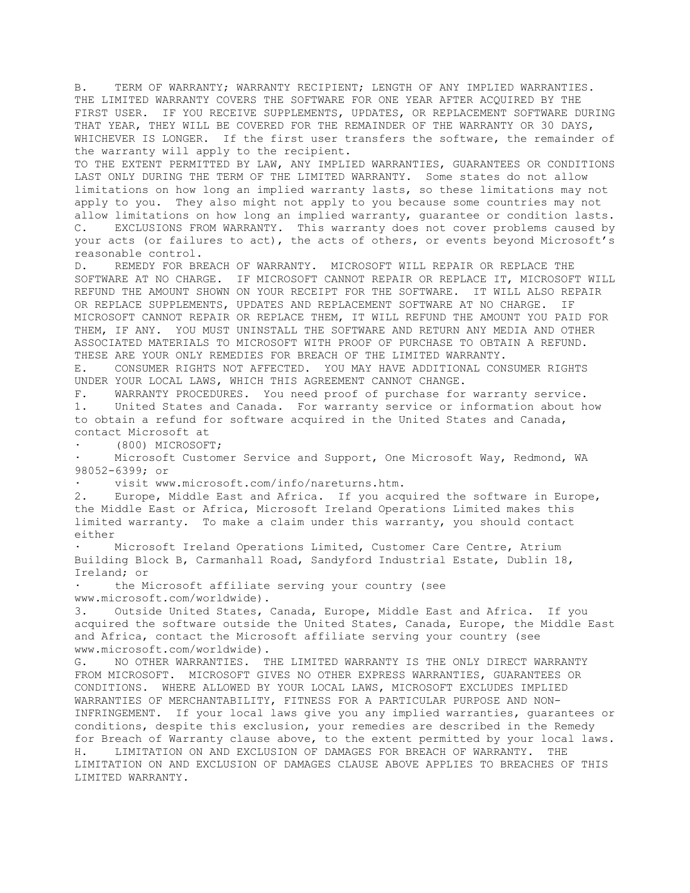B. TERM OF WARRANTY; WARRANTY RECIPIENT; LENGTH OF ANY IMPLIED WARRANTIES. THE LIMITED WARRANTY COVERS THE SOFTWARE FOR ONE YEAR AFTER ACQUIRED BY THE FIRST USER. IF YOU RECEIVE SUPPLEMENTS, UPDATES, OR REPLACEMENT SOFTWARE DURING THAT YEAR, THEY WILL BE COVERED FOR THE REMAINDER OF THE WARRANTY OR 30 DAYS, WHICHEVER IS LONGER. If the first user transfers the software, the remainder of the warranty will apply to the recipient.

TO THE EXTENT PERMITTED BY LAW, ANY IMPLIED WARRANTIES, GUARANTEES OR CONDITIONS LAST ONLY DURING THE TERM OF THE LIMITED WARRANTY. Some states do not allow limitations on how long an implied warranty lasts, so these limitations may not apply to you. They also might not apply to you because some countries may not allow limitations on how long an implied warranty, guarantee or condition lasts.

C. EXCLUSIONS FROM WARRANTY. This warranty does not cover problems caused by your acts (or failures to act), the acts of others, or events beyond Microsoft's reasonable control.

D. REMEDY FOR BREACH OF WARRANTY. MICROSOFT WILL REPAIR OR REPLACE THE SOFTWARE AT NO CHARGE. IF MICROSOFT CANNOT REPAIR OR REPLACE IT, MICROSOFT WILL REFUND THE AMOUNT SHOWN ON YOUR RECEIPT FOR THE SOFTWARE. IT WILL ALSO REPAIR OR REPLACE SUPPLEMENTS, UPDATES AND REPLACEMENT SOFTWARE AT NO CHARGE. IF MICROSOFT CANNOT REPAIR OR REPLACE THEM, IT WILL REFUND THE AMOUNT YOU PAID FOR THEM, IF ANY. YOU MUST UNINSTALL THE SOFTWARE AND RETURN ANY MEDIA AND OTHER ASSOCIATED MATERIALS TO MICROSOFT WITH PROOF OF PURCHASE TO OBTAIN A REFUND. THESE ARE YOUR ONLY REMEDIES FOR BREACH OF THE LIMITED WARRANTY.

E. CONSUMER RIGHTS NOT AFFECTED. YOU MAY HAVE ADDITIONAL CONSUMER RIGHTS UNDER YOUR LOCAL LAWS, WHICH THIS AGREEMENT CANNOT CHANGE.

F. WARRANTY PROCEDURES. You need proof of purchase for warranty service.

1. United States and Canada. For warranty service or information about how to obtain a refund for software acquired in the United States and Canada, contact Microsoft at
   - (800) MICROSOFT;
   - Microsoft Customer Service and Support, One Microsoft Way, Redmond, WA 98052-6399; or
   - visit www.microsoft.com/info/nareturns.htm.
2. Europe, Middle East and Africa. If you acquired the software in Europe, the Middle East or Africa, Microsoft Ireland Operations Limited makes this limited warranty. To make a claim under this warranty, you should contact either
   - Microsoft Ireland Operations Limited, Customer Care Centre, Atrium Building Block B, Carmanhall Road, Sandyford Industrial Estate, Dublin 18, Ireland; or
   - the Microsoft affiliate serving your country (see www.microsoft.com/worldwide).
3. Outside United States, Canada, Europe, Middle East and Africa. If you acquired the software outside the United States, Canada, Europe, the Middle East and Africa, contact the Microsoft affiliate serving your country (see www.microsoft.com/worldwide).

G. NO OTHER WARRANTIES. THE LIMITED WARRANTY IS THE ONLY DIRECT WARRANTY FROM MICROSOFT. MICROSOFT GIVES NO OTHER EXPRESS WARRANTIES, GUARANTEES OR CONDITIONS. WHERE ALLOWED BY YOUR LOCAL LAWS, MICROSOFT EXCLUDES IMPLIED WARRANTIES OF MERCHANTABILITY, FITNESS FOR A PARTICULAR PURPOSE AND NON-INFRINGEMENT. If your local laws give you any implied warranties, guarantees or conditions, despite this exclusion, your remedies are described in the Remedy for Breach of Warranty clause above, to the extent permitted by your local laws.

H. LIMITATION ON AND EXCLUSION OF DAMAGES FOR BREACH OF WARRANTY. THE LIMITATION ON AND EXCLUSION OF DAMAGES CLAUSE ABOVE APPLIES TO BREACHES OF THIS LIMITED WARRANTY.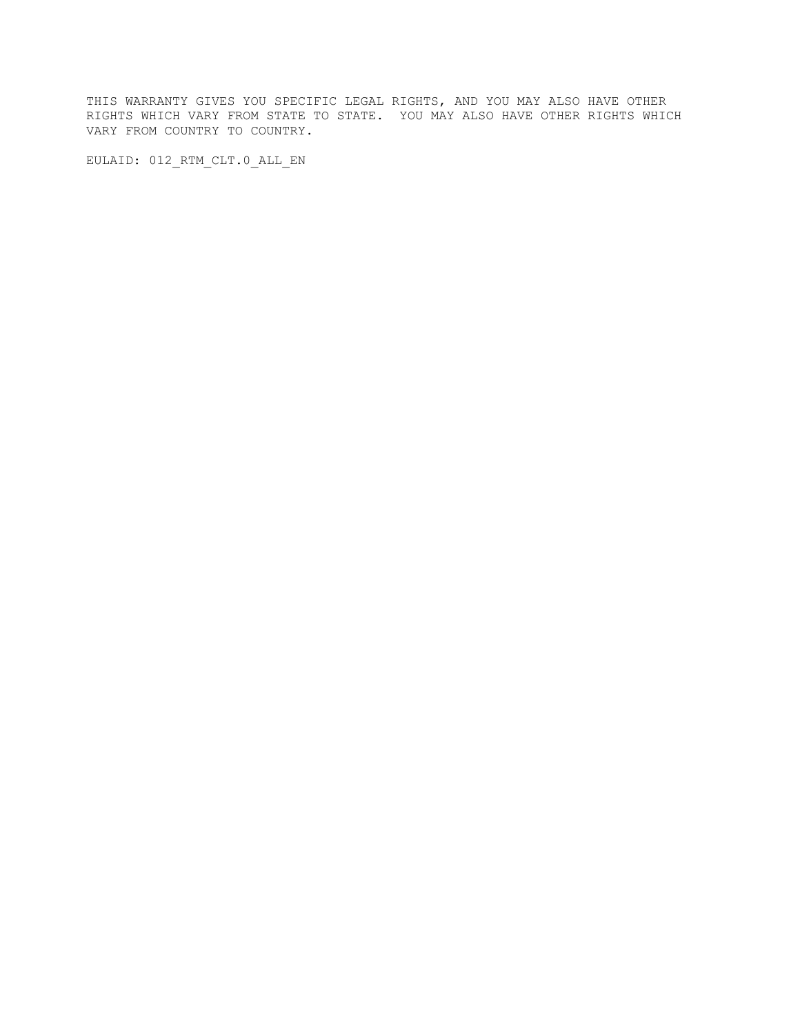THIS WARRANTY GIVES YOU SPECIFIC LEGAL RIGHTS, AND YOU MAY ALSO HAVE OTHER RIGHTS WHICH VARY FROM STATE TO STATE.  YOU MAY ALSO HAVE OTHER RIGHTS WHICH VARY FROM COUNTRY TO COUNTRY.

EULAID: 012_RTM_CLT.0_ALL_EN